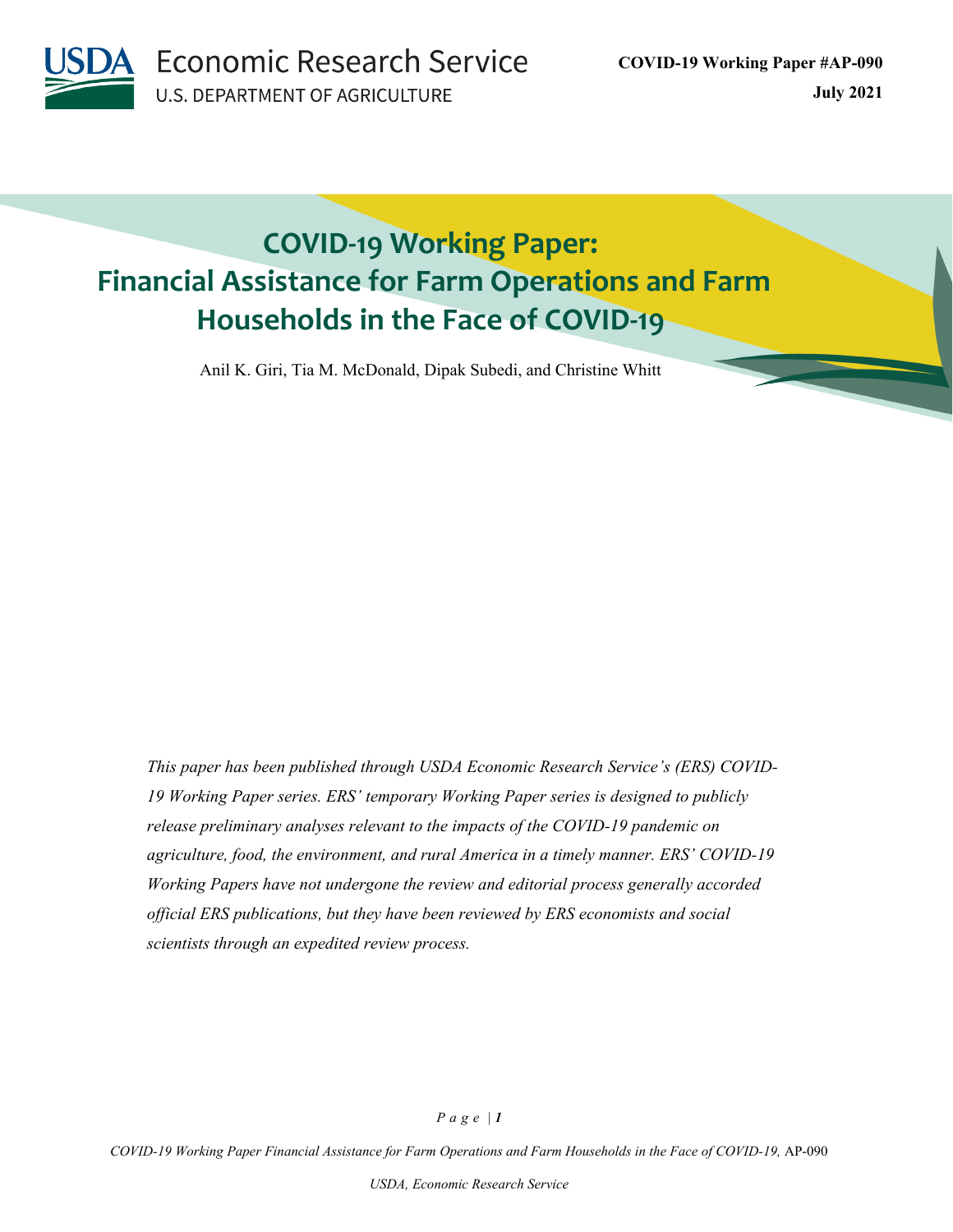Economic Research Service
U.S. DEPARTMENT OF AGRICULTURE

**COVID-19 Working Paper #AP-090**
**July 2021**

# COVID-19 Working Paper: Financial Assistance for Farm Operations and Farm Households in the Face of COVID-19

Anil K. Giri, Tia M. McDonald, Dipak Subedi, and Christine Whitt

*This paper has been published through USDA Economic Research Service's (ERS) COVID-19 Working Paper series. ERS' temporary Working Paper series is designed to publicly release preliminary analyses relevant to the impacts of the COVID-19 pandemic on agriculture, food, the environment, and rural America in a timely manner. ERS' COVID-19 Working Papers have not undergone the review and editorial process generally accorded official ERS publications, but they have been reviewed by ERS economists and social scientists through an expedited review process.*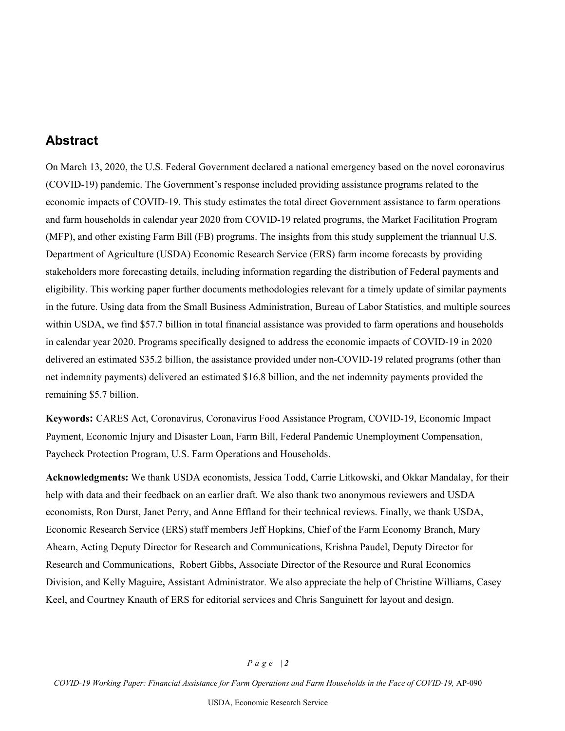## Abstract

On March 13, 2020, the U.S. Federal Government declared a national emergency based on the novel coronavirus (COVID-19) pandemic. The Government's response included providing assistance programs related to the economic impacts of COVID-19. This study estimates the total direct Government assistance to farm operations and farm households in calendar year 2020 from COVID-19 related programs, the Market Facilitation Program (MFP), and other existing Farm Bill (FB) programs. The insights from this study supplement the triannual U.S. Department of Agriculture (USDA) Economic Research Service (ERS) farm income forecasts by providing stakeholders more forecasting details, including information regarding the distribution of Federal payments and eligibility. This working paper further documents methodologies relevant for a timely update of similar payments in the future. Using data from the Small Business Administration, Bureau of Labor Statistics, and multiple sources within USDA, we find $57.7 billion in total financial assistance was provided to farm operations and households in calendar year 2020. Programs specifically designed to address the economic impacts of COVID-19 in 2020 delivered an estimated $35.2 billion, the assistance provided under non-COVID-19 related programs (other than net indemnity payments) delivered an estimated $16.8 billion, and the net indemnity payments provided the remaining $5.7 billion.

**Keywords:** CARES Act, Coronavirus, Coronavirus Food Assistance Program, COVID-19, Economic Impact Payment, Economic Injury and Disaster Loan, Farm Bill, Federal Pandemic Unemployment Compensation, Paycheck Protection Program, U.S. Farm Operations and Households.

**Acknowledgments:** We thank USDA economists, Jessica Todd, Carrie Litkowski, and Okkar Mandalay, for their help with data and their feedback on an earlier draft. We also thank two anonymous reviewers and USDA economists, Ron Durst, Janet Perry, and Anne Effland for their technical reviews. Finally, we thank USDA, Economic Research Service (ERS) staff members Jeff Hopkins, Chief of the Farm Economy Branch, Mary Ahearn, Acting Deputy Director for Research and Communications, Krishna Paudel, Deputy Director for Research and Communications, Robert Gibbs, Associate Director of the Resource and Rural Economics Division, and Kelly Maguire**,** Assistant Administrator. We also appreciate the help of Christine Williams, Casey Keel, and Courtney Knauth of ERS for editorial services and Chris Sanguinett for layout and design.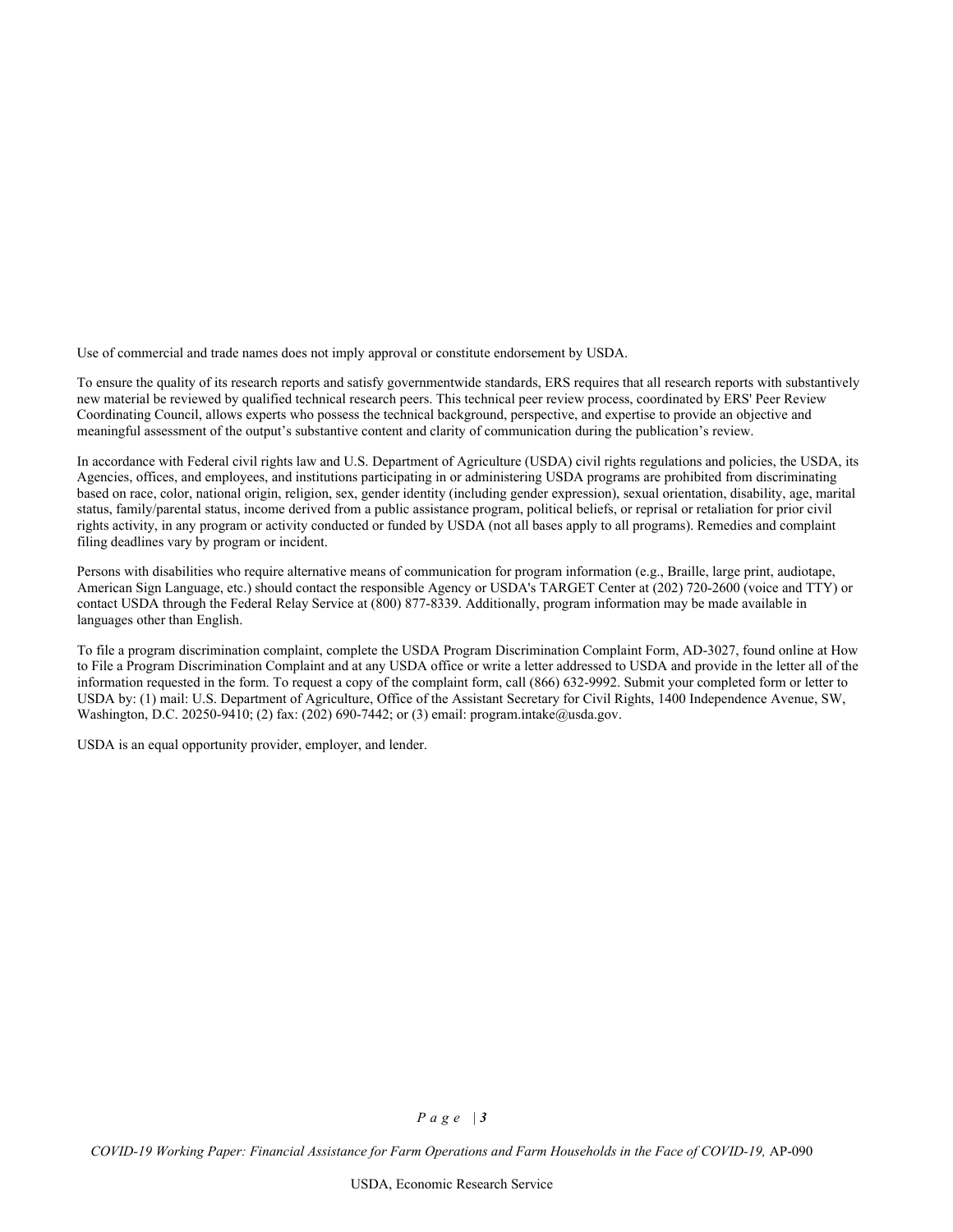Use of commercial and trade names does not imply approval or constitute endorsement by USDA.

To ensure the quality of its research reports and satisfy governmentwide standards, ERS requires that all research reports with substantively new material be reviewed by qualified technical research peers. This technical peer review process, coordinated by ERS' Peer Review Coordinating Council, allows experts who possess the technical background, perspective, and expertise to provide an objective and meaningful assessment of the output's substantive content and clarity of communication during the publication's review.

In accordance with Federal civil rights law and U.S. Department of Agriculture (USDA) civil rights regulations and policies, the USDA, its Agencies, offices, and employees, and institutions participating in or administering USDA programs are prohibited from discriminating based on race, color, national origin, religion, sex, gender identity (including gender expression), sexual orientation, disability, age, marital status, family/parental status, income derived from a public assistance program, political beliefs, or reprisal or retaliation for prior civil rights activity, in any program or activity conducted or funded by USDA (not all bases apply to all programs). Remedies and complaint filing deadlines vary by program or incident.

Persons with disabilities who require alternative means of communication for program information (e.g., Braille, large print, audiotape, American Sign Language, etc.) should contact the responsible Agency or USDA's TARGET Center at (202) 720-2600 (voice and TTY) or contact USDA through the Federal Relay Service at (800) 877-8339. Additionally, program information may be made available in languages other than English.

To file a program discrimination complaint, complete the USDA Program Discrimination Complaint Form, AD-3027, found online at How to File a Program Discrimination Complaint and at any USDA office or write a letter addressed to USDA and provide in the letter all of the information requested in the form. To request a copy of the complaint form, call (866) 632-9992. Submit your completed form or letter to USDA by: (1) mail: U.S. Department of Agriculture, Office of the Assistant Secretary for Civil Rights, 1400 Independence Avenue, SW, Washington, D.C. 20250-9410; (2) fax: (202) 690-7442; or (3) email: program.intake@usda.gov.

USDA is an equal opportunity provider, employer, and lender.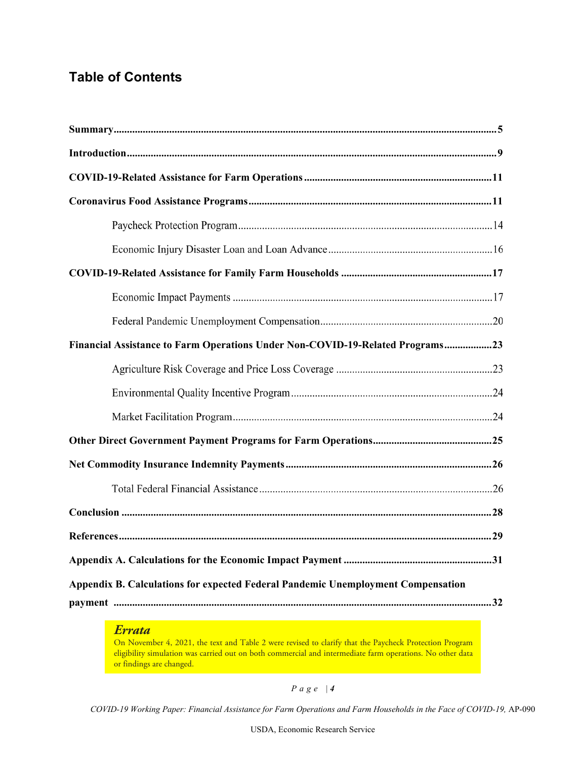# Table of Contents

**Summary** .......... **5**

**Introduction** .......... **9**

**COVID-19-Related Assistance for Farm Operations** .......... **11**

**Coronavirus Food Assistance Programs** .......... **11**

- Paycheck Protection Program .......... 14
- Economic Injury Disaster Loan and Loan Advance .......... 16

**COVID-19-Related Assistance for Family Farm Households** .......... **17**

- Economic Impact Payments .......... 17
- Federal Pandemic Unemployment Compensation .......... 20

**Financial Assistance to Farm Operations Under Non-COVID-19-Related Programs** .......... **23**

- Agriculture Risk Coverage and Price Loss Coverage .......... 23
- Environmental Quality Incentive Program .......... 24
- Market Facilitation Program .......... 24

**Other Direct Government Payment Programs for Farm Operations** .......... **25**

**Net Commodity Insurance Indemnity Payments** .......... **26**

- Total Federal Financial Assistance .......... 26

**Conclusion** .......... **28**

**References** .......... **29**

**Appendix A. Calculations for the Economic Impact Payment** .......... **31**

**Appendix B. Calculations for expected Federal Pandemic Unemployment Compensation payment** .......... **32**

***Errata***

On November 4, 2021, the text and Table 2 were revised to clarify that the Paycheck Protection Program eligibility simulation was carried out on both commercial and intermediate farm operations. No other data or findings are changed.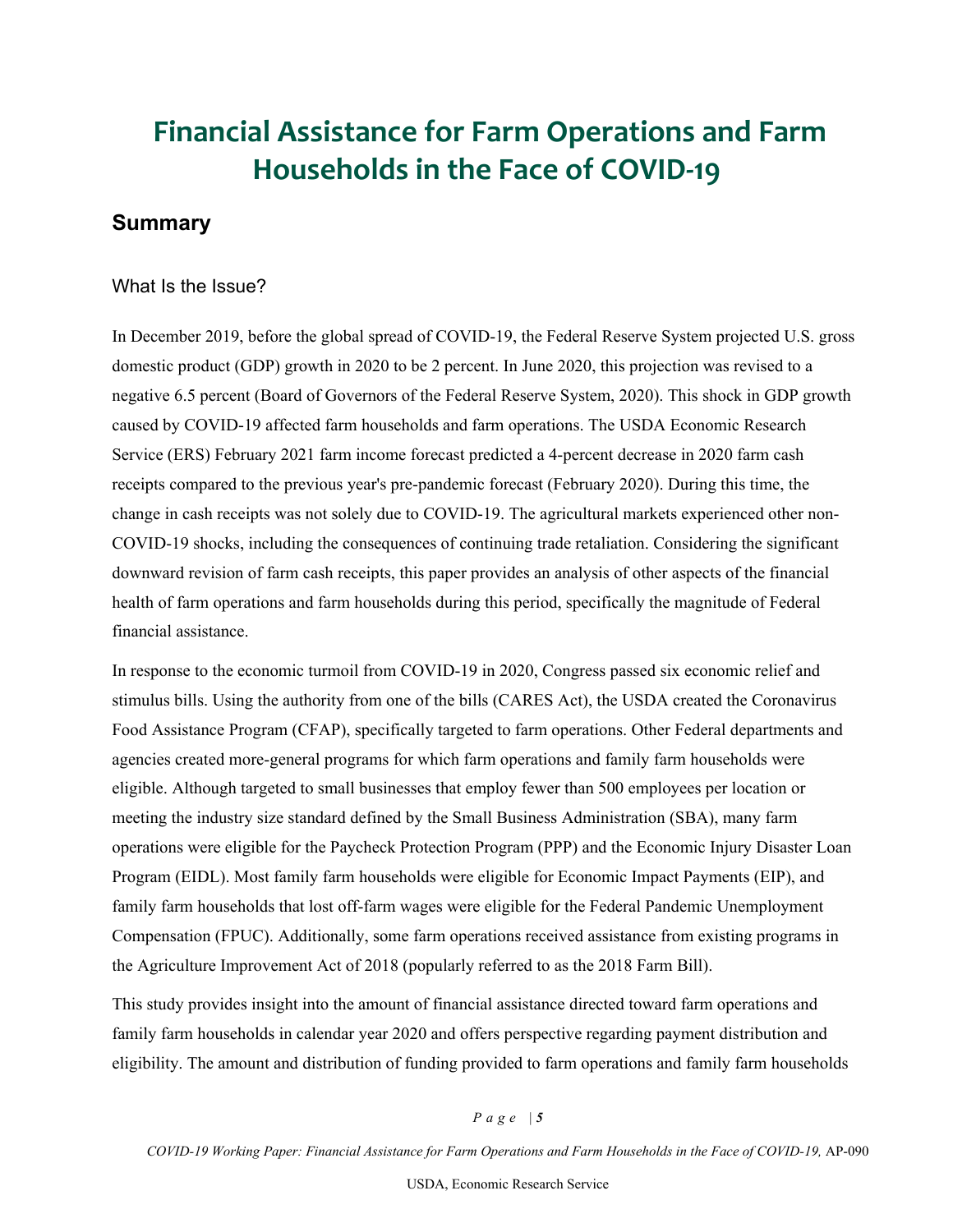# Financial Assistance for Farm Operations and Farm Households in the Face of COVID-19

## Summary

### What Is the Issue?

In December 2019, before the global spread of COVID-19, the Federal Reserve System projected U.S. gross domestic product (GDP) growth in 2020 to be 2 percent. In June 2020, this projection was revised to a negative 6.5 percent (Board of Governors of the Federal Reserve System, 2020). This shock in GDP growth caused by COVID-19 affected farm households and farm operations. The USDA Economic Research Service (ERS) February 2021 farm income forecast predicted a 4-percent decrease in 2020 farm cash receipts compared to the previous year's pre-pandemic forecast (February 2020). During this time, the change in cash receipts was not solely due to COVID-19. The agricultural markets experienced other non-COVID-19 shocks, including the consequences of continuing trade retaliation. Considering the significant downward revision of farm cash receipts, this paper provides an analysis of other aspects of the financial health of farm operations and farm households during this period, specifically the magnitude of Federal financial assistance.

In response to the economic turmoil from COVID-19 in 2020, Congress passed six economic relief and stimulus bills. Using the authority from one of the bills (CARES Act), the USDA created the Coronavirus Food Assistance Program (CFAP), specifically targeted to farm operations. Other Federal departments and agencies created more-general programs for which farm operations and family farm households were eligible. Although targeted to small businesses that employ fewer than 500 employees per location or meeting the industry size standard defined by the Small Business Administration (SBA), many farm operations were eligible for the Paycheck Protection Program (PPP) and the Economic Injury Disaster Loan Program (EIDL). Most family farm households were eligible for Economic Impact Payments (EIP), and family farm households that lost off-farm wages were eligible for the Federal Pandemic Unemployment Compensation (FPUC). Additionally, some farm operations received assistance from existing programs in the Agriculture Improvement Act of 2018 (popularly referred to as the 2018 Farm Bill).

This study provides insight into the amount of financial assistance directed toward farm operations and family farm households in calendar year 2020 and offers perspective regarding payment distribution and eligibility. The amount and distribution of funding provided to farm operations and family farm households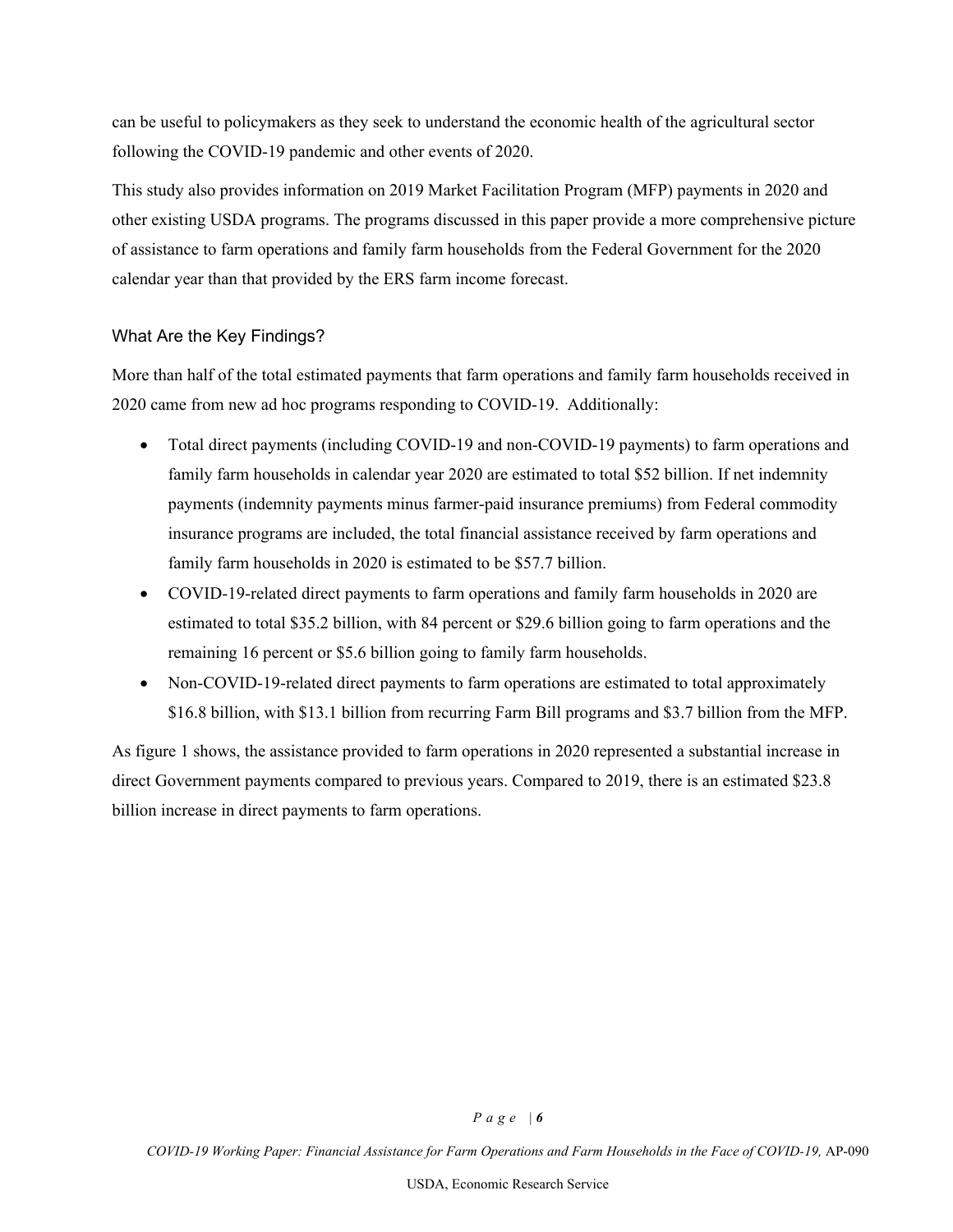can be useful to policymakers as they seek to understand the economic health of the agricultural sector following the COVID-19 pandemic and other events of 2020.

This study also provides information on 2019 Market Facilitation Program (MFP) payments in 2020 and other existing USDA programs. The programs discussed in this paper provide a more comprehensive picture of assistance to farm operations and family farm households from the Federal Government for the 2020 calendar year than that provided by the ERS farm income forecast.

## What Are the Key Findings?

More than half of the total estimated payments that farm operations and family farm households received in 2020 came from new ad hoc programs responding to COVID-19. Additionally:

- Total direct payments (including COVID-19 and non-COVID-19 payments) to farm operations and family farm households in calendar year 2020 are estimated to total $52 billion. If net indemnity payments (indemnity payments minus farmer-paid insurance premiums) from Federal commodity insurance programs are included, the total financial assistance received by farm operations and family farm households in 2020 is estimated to be $57.7 billion.
- COVID-19-related direct payments to farm operations and family farm households in 2020 are estimated to total $35.2 billion, with 84 percent or $29.6 billion going to farm operations and the remaining 16 percent or $5.6 billion going to family farm households.
- Non-COVID-19-related direct payments to farm operations are estimated to total approximately $16.8 billion, with $13.1 billion from recurring Farm Bill programs and $3.7 billion from the MFP.

As figure 1 shows, the assistance provided to farm operations in 2020 represented a substantial increase in direct Government payments compared to previous years. Compared to 2019, there is an estimated $23.8 billion increase in direct payments to farm operations.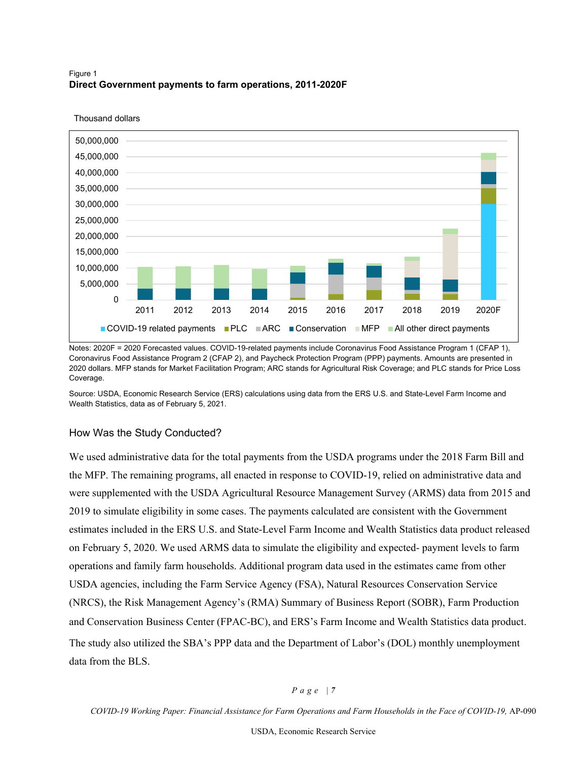Figure 1
**Direct Government payments to farm operations, 2011-2020F**

Notes: 2020F = 2020 Forecasted values. COVID-19-related payments include Coronavirus Food Assistance Program 1 (CFAP 1), Coronavirus Food Assistance Program 2 (CFAP 2), and Paycheck Protection Program (PPP) payments. Amounts are presented in 2020 dollars. MFP stands for Market Facilitation Program; ARC stands for Agricultural Risk Coverage; and PLC stands for Price Loss Coverage.

Source: USDA, Economic Research Service (ERS) calculations using data from the ERS U.S. and State-Level Farm Income and Wealth Statistics, data as of February 5, 2021.

## How Was the Study Conducted?

We used administrative data for the total payments from the USDA programs under the 2018 Farm Bill and the MFP. The remaining programs, all enacted in response to COVID-19, relied on administrative data and were supplemented with the USDA Agricultural Resource Management Survey (ARMS) data from 2015 and 2019 to simulate eligibility in some cases. The payments calculated are consistent with the Government estimates included in the ERS U.S. and State-Level Farm Income and Wealth Statistics data product released on February 5, 2020. We used ARMS data to simulate the eligibility and expected- payment levels to farm operations and family farm households. Additional program data used in the estimates came from other USDA agencies, including the Farm Service Agency (FSA), Natural Resources Conservation Service (NRCS), the Risk Management Agency's (RMA) Summary of Business Report (SOBR), Farm Production and Conservation Business Center (FPAC-BC), and ERS's Farm Income and Wealth Statistics data product. The study also utilized the SBA's PPP data and the Department of Labor's (DOL) monthly unemployment data from the BLS.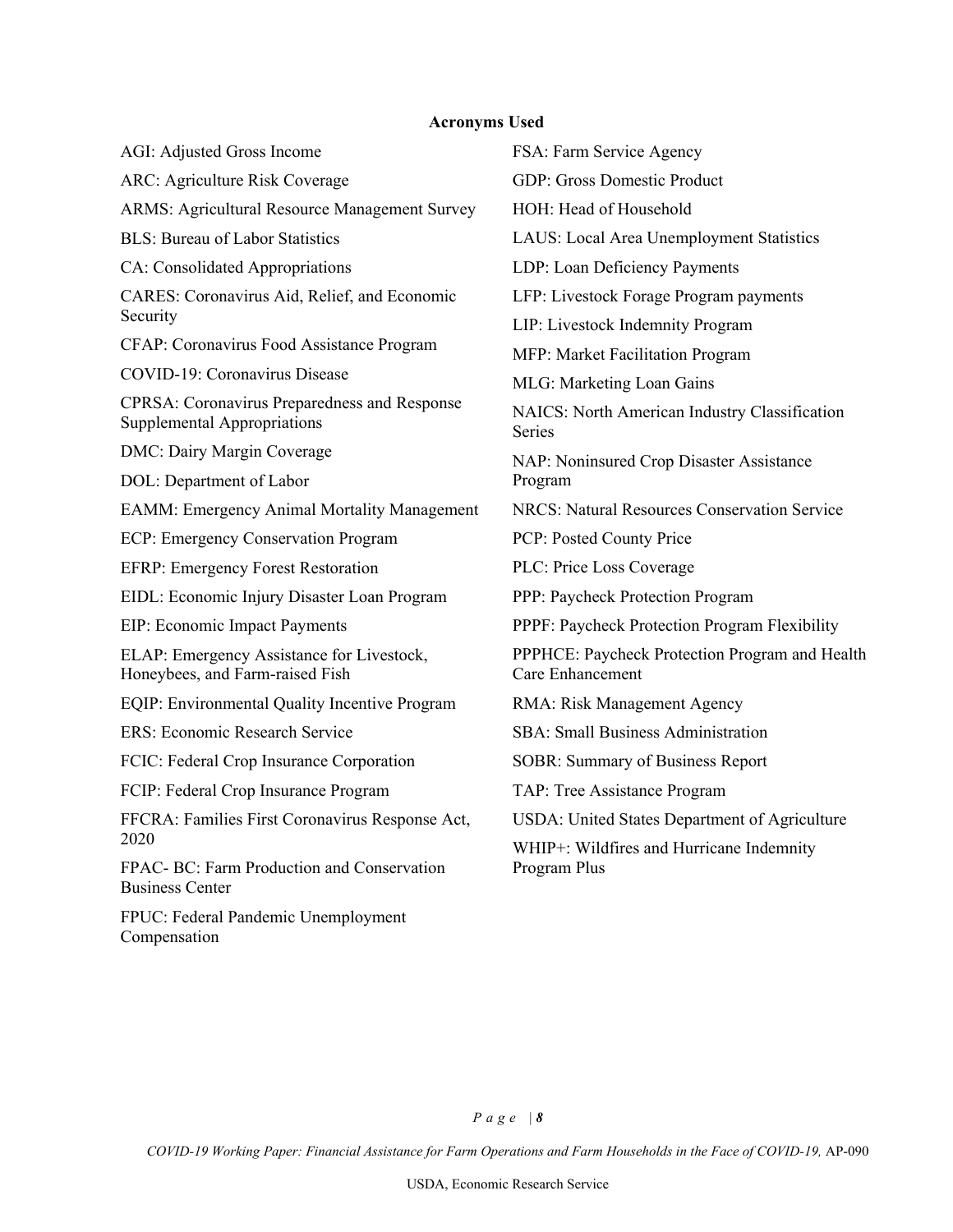**Acronyms Used**

AGI: Adjusted Gross Income

ARC: Agriculture Risk Coverage

ARMS: Agricultural Resource Management Survey

BLS: Bureau of Labor Statistics

CA: Consolidated Appropriations

CARES: Coronavirus Aid, Relief, and Economic Security

CFAP: Coronavirus Food Assistance Program

COVID-19: Coronavirus Disease

CPRSA: Coronavirus Preparedness and Response Supplemental Appropriations

DMC: Dairy Margin Coverage

DOL: Department of Labor

EAMM: Emergency Animal Mortality Management

ECP: Emergency Conservation Program

EFRP: Emergency Forest Restoration

EIDL: Economic Injury Disaster Loan Program

EIP: Economic Impact Payments

ELAP: Emergency Assistance for Livestock, Honeybees, and Farm-raised Fish

EQIP: Environmental Quality Incentive Program

ERS: Economic Research Service

FCIC: Federal Crop Insurance Corporation

FCIP: Federal Crop Insurance Program

FFCRA: Families First Coronavirus Response Act, 2020

FPAC- BC: Farm Production and Conservation Business Center

FPUC: Federal Pandemic Unemployment Compensation

FSA: Farm Service Agency

GDP: Gross Domestic Product

HOH: Head of Household

LAUS: Local Area Unemployment Statistics

LDP: Loan Deficiency Payments

LFP: Livestock Forage Program payments

LIP: Livestock Indemnity Program

MFP: Market Facilitation Program

MLG: Marketing Loan Gains

NAICS: North American Industry Classification Series

NAP: Noninsured Crop Disaster Assistance Program

NRCS: Natural Resources Conservation Service

PCP: Posted County Price

PLC: Price Loss Coverage

PPP: Paycheck Protection Program

PPPF: Paycheck Protection Program Flexibility

PPPHCE: Paycheck Protection Program and Health Care Enhancement

RMA: Risk Management Agency

SBA: Small Business Administration

SOBR: Summary of Business Report

TAP: Tree Assistance Program

USDA: United States Department of Agriculture

WHIP+: Wildfires and Hurricane Indemnity Program Plus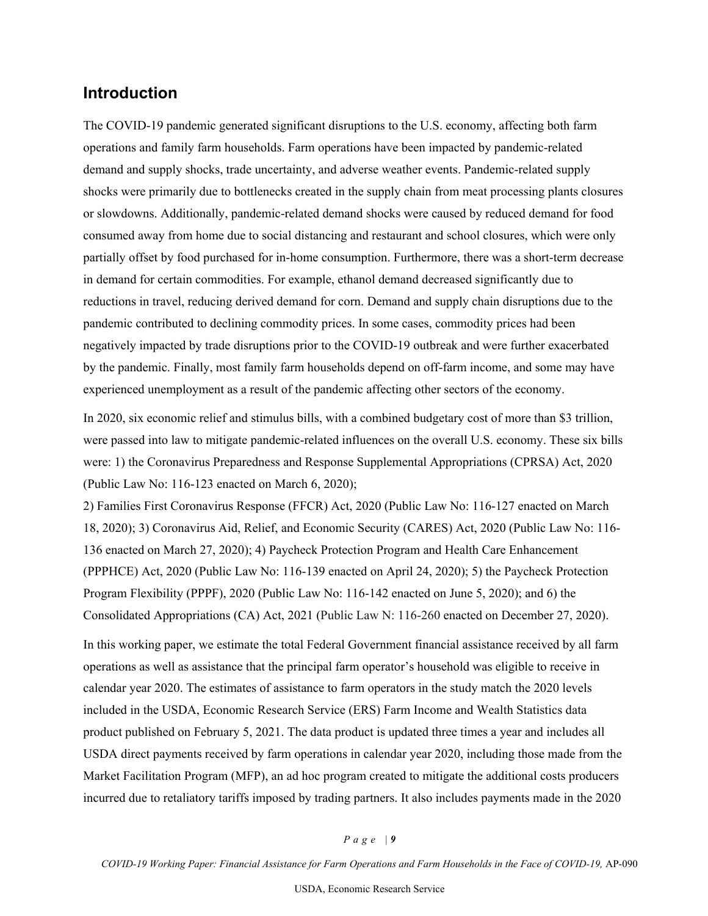## Introduction

The COVID-19 pandemic generated significant disruptions to the U.S. economy, affecting both farm operations and family farm households. Farm operations have been impacted by pandemic-related demand and supply shocks, trade uncertainty, and adverse weather events. Pandemic-related supply shocks were primarily due to bottlenecks created in the supply chain from meat processing plants closures or slowdowns. Additionally, pandemic-related demand shocks were caused by reduced demand for food consumed away from home due to social distancing and restaurant and school closures, which were only partially offset by food purchased for in-home consumption. Furthermore, there was a short-term decrease in demand for certain commodities. For example, ethanol demand decreased significantly due to reductions in travel, reducing derived demand for corn. Demand and supply chain disruptions due to the pandemic contributed to declining commodity prices. In some cases, commodity prices had been negatively impacted by trade disruptions prior to the COVID-19 outbreak and were further exacerbated by the pandemic. Finally, most family farm households depend on off-farm income, and some may have experienced unemployment as a result of the pandemic affecting other sectors of the economy.

In 2020, six economic relief and stimulus bills, with a combined budgetary cost of more than $3 trillion, were passed into law to mitigate pandemic-related influences on the overall U.S. economy. These six bills were: 1) the Coronavirus Preparedness and Response Supplemental Appropriations (CPRSA) Act, 2020 (Public Law No: 116-123 enacted on March 6, 2020);
2) Families First Coronavirus Response (FFCR) Act, 2020 (Public Law No: 116-127 enacted on March 18, 2020); 3) Coronavirus Aid, Relief, and Economic Security (CARES) Act, 2020 (Public Law No: 116-136 enacted on March 27, 2020); 4) Paycheck Protection Program and Health Care Enhancement (PPPHCE) Act, 2020 (Public Law No: 116-139 enacted on April 24, 2020); 5) the Paycheck Protection Program Flexibility (PPPF), 2020 (Public Law No: 116-142 enacted on June 5, 2020); and 6) the Consolidated Appropriations (CA) Act, 2021 (Public Law N: 116-260 enacted on December 27, 2020).

In this working paper, we estimate the total Federal Government financial assistance received by all farm operations as well as assistance that the principal farm operator's household was eligible to receive in calendar year 2020. The estimates of assistance to farm operators in the study match the 2020 levels included in the USDA, Economic Research Service (ERS) Farm Income and Wealth Statistics data product published on February 5, 2021. The data product is updated three times a year and includes all USDA direct payments received by farm operations in calendar year 2020, including those made from the Market Facilitation Program (MFP), an ad hoc program created to mitigate the additional costs producers incurred due to retaliatory tariffs imposed by trading partners. It also includes payments made in the 2020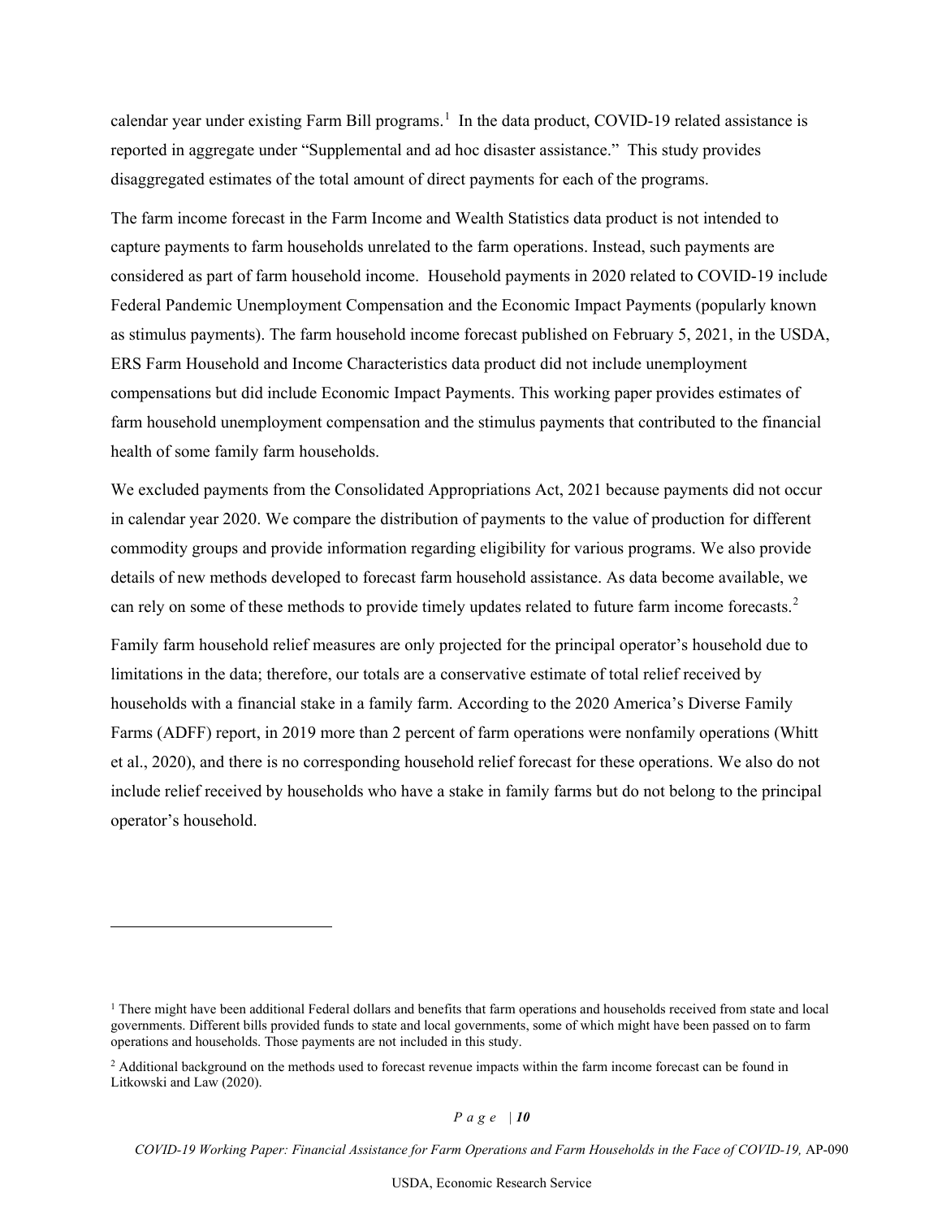calendar year under existing Farm Bill programs.[1] In the data product, COVID-19 related assistance is reported in aggregate under "Supplemental and ad hoc disaster assistance." This study provides disaggregated estimates of the total amount of direct payments for each of the programs.

The farm income forecast in the Farm Income and Wealth Statistics data product is not intended to capture payments to farm households unrelated to the farm operations. Instead, such payments are considered as part of farm household income. Household payments in 2020 related to COVID-19 include Federal Pandemic Unemployment Compensation and the Economic Impact Payments (popularly known as stimulus payments). The farm household income forecast published on February 5, 2021, in the USDA, ERS Farm Household and Income Characteristics data product did not include unemployment compensations but did include Economic Impact Payments. This working paper provides estimates of farm household unemployment compensation and the stimulus payments that contributed to the financial health of some family farm households.

We excluded payments from the Consolidated Appropriations Act, 2021 because payments did not occur in calendar year 2020. We compare the distribution of payments to the value of production for different commodity groups and provide information regarding eligibility for various programs. We also provide details of new methods developed to forecast farm household assistance. As data become available, we can rely on some of these methods to provide timely updates related to future farm income forecasts.[2]

Family farm household relief measures are only projected for the principal operator's household due to limitations in the data; therefore, our totals are a conservative estimate of total relief received by households with a financial stake in a family farm. According to the 2020 America's Diverse Family Farms (ADFF) report, in 2019 more than 2 percent of farm operations were nonfamily operations (Whitt et al., 2020), and there is no corresponding household relief forecast for these operations. We also do not include relief received by households who have a stake in family farms but do not belong to the principal operator's household.

---

[1] There might have been additional Federal dollars and benefits that farm operations and households received from state and local governments. Different bills provided funds to state and local governments, some of which might have been passed on to farm operations and households. Those payments are not included in this study.

[2] Additional background on the methods used to forecast revenue impacts within the farm income forecast can be found in Litkowski and Law (2020).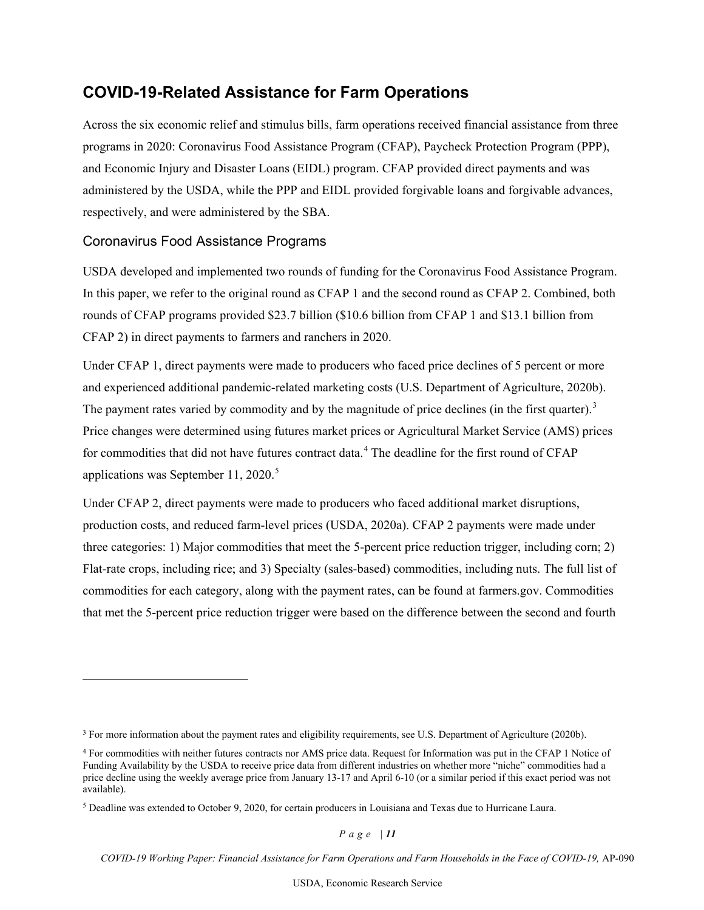## COVID-19-Related Assistance for Farm Operations

Across the six economic relief and stimulus bills, farm operations received financial assistance from three programs in 2020: Coronavirus Food Assistance Program (CFAP), Paycheck Protection Program (PPP), and Economic Injury and Disaster Loans (EIDL) program. CFAP provided direct payments and was administered by the USDA, while the PPP and EIDL provided forgivable loans and forgivable advances, respectively, and were administered by the SBA.

### Coronavirus Food Assistance Programs

USDA developed and implemented two rounds of funding for the Coronavirus Food Assistance Program. In this paper, we refer to the original round as CFAP 1 and the second round as CFAP 2. Combined, both rounds of CFAP programs provided $23.7 billion ($10.6 billion from CFAP 1 and $13.1 billion from CFAP 2) in direct payments to farmers and ranchers in 2020.

Under CFAP 1, direct payments were made to producers who faced price declines of 5 percent or more and experienced additional pandemic-related marketing costs (U.S. Department of Agriculture, 2020b). The payment rates varied by commodity and by the magnitude of price declines (in the first quarter).[3] Price changes were determined using futures market prices or Agricultural Market Service (AMS) prices for commodities that did not have futures contract data.[4] The deadline for the first round of CFAP applications was September 11, 2020.[5]

Under CFAP 2, direct payments were made to producers who faced additional market disruptions, production costs, and reduced farm-level prices (USDA, 2020a). CFAP 2 payments were made under three categories: 1) Major commodities that meet the 5-percent price reduction trigger, including corn; 2) Flat-rate crops, including rice; and 3) Specialty (sales-based) commodities, including nuts. The full list of commodities for each category, along with the payment rates, can be found at farmers.gov. Commodities that met the 5-percent price reduction trigger were based on the difference between the second and fourth

---

[3] For more information about the payment rates and eligibility requirements, see U.S. Department of Agriculture (2020b).

[4] For commodities with neither futures contracts nor AMS price data. Request for Information was put in the CFAP 1 Notice of Funding Availability by the USDA to receive price data from different industries on whether more "niche" commodities had a price decline using the weekly average price from January 13-17 and April 6-10 (or a similar period if this exact period was not available).

[5] Deadline was extended to October 9, 2020, for certain producers in Louisiana and Texas due to Hurricane Laura.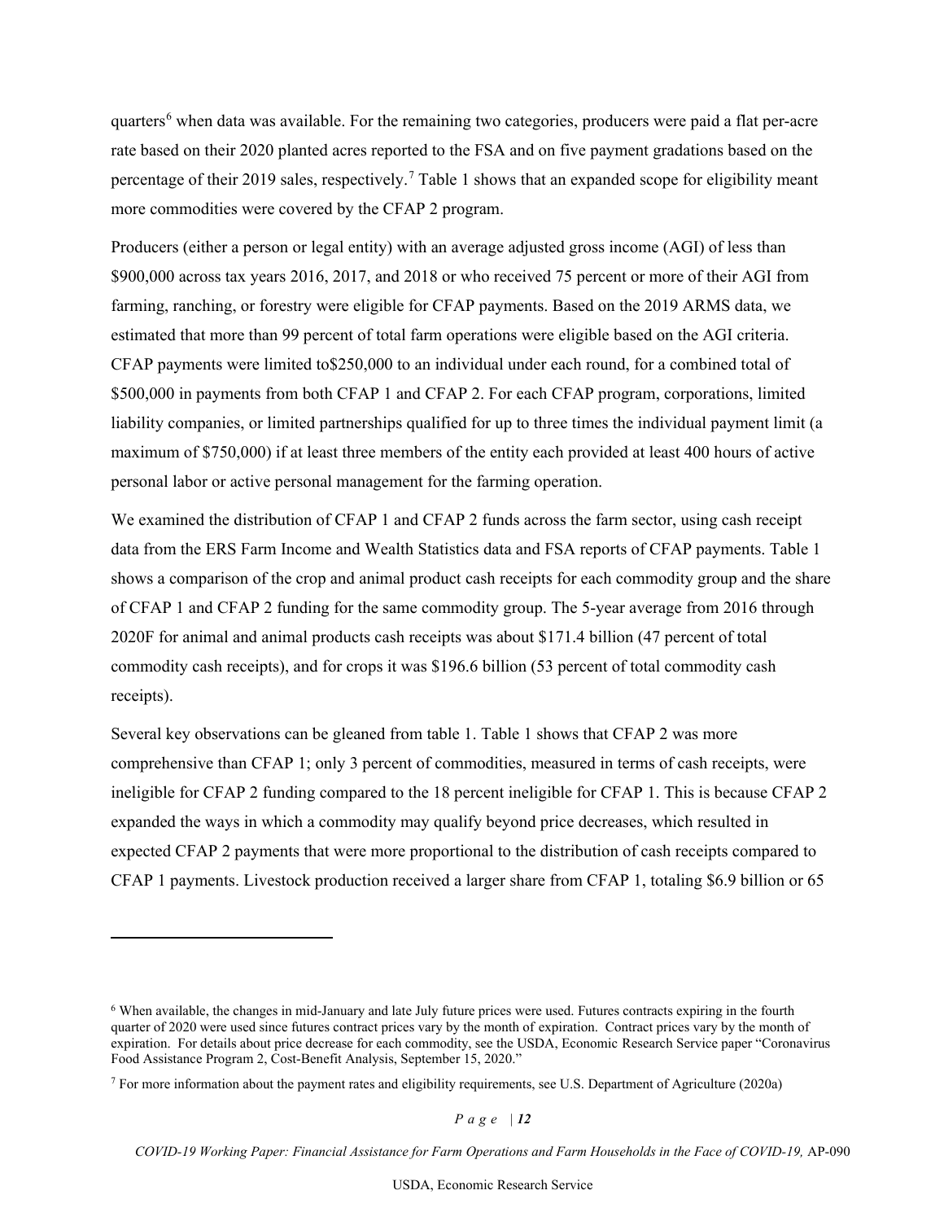quarters[6] when data was available. For the remaining two categories, producers were paid a flat per-acre rate based on their 2020 planted acres reported to the FSA and on five payment gradations based on the percentage of their 2019 sales, respectively.[7] Table 1 shows that an expanded scope for eligibility meant more commodities were covered by the CFAP 2 program.

Producers (either a person or legal entity) with an average adjusted gross income (AGI) of less than $900,000 across tax years 2016, 2017, and 2018 or who received 75 percent or more of their AGI from farming, ranching, or forestry were eligible for CFAP payments. Based on the 2019 ARMS data, we estimated that more than 99 percent of total farm operations were eligible based on the AGI criteria. CFAP payments were limited to$250,000 to an individual under each round, for a combined total of $500,000 in payments from both CFAP 1 and CFAP 2. For each CFAP program, corporations, limited liability companies, or limited partnerships qualified for up to three times the individual payment limit (a maximum of $750,000) if at least three members of the entity each provided at least 400 hours of active personal labor or active personal management for the farming operation.

We examined the distribution of CFAP 1 and CFAP 2 funds across the farm sector, using cash receipt data from the ERS Farm Income and Wealth Statistics data and FSA reports of CFAP payments. Table 1 shows a comparison of the crop and animal product cash receipts for each commodity group and the share of CFAP 1 and CFAP 2 funding for the same commodity group. The 5-year average from 2016 through 2020F for animal and animal products cash receipts was about $171.4 billion (47 percent of total commodity cash receipts), and for crops it was $196.6 billion (53 percent of total commodity cash receipts).

Several key observations can be gleaned from table 1. Table 1 shows that CFAP 2 was more comprehensive than CFAP 1; only 3 percent of commodities, measured in terms of cash receipts, were ineligible for CFAP 2 funding compared to the 18 percent ineligible for CFAP 1. This is because CFAP 2 expanded the ways in which a commodity may qualify beyond price decreases, which resulted in expected CFAP 2 payments that were more proportional to the distribution of cash receipts compared to CFAP 1 payments. Livestock production received a larger share from CFAP 1, totaling $6.9 billion or 65

---

[6] When available, the changes in mid-January and late July future prices were used. Futures contracts expiring in the fourth quarter of 2020 were used since futures contract prices vary by the month of expiration. Contract prices vary by the month of expiration. For details about price decrease for each commodity, see the USDA, Economic Research Service paper "Coronavirus Food Assistance Program 2, Cost-Benefit Analysis, September 15, 2020."

[7] For more information about the payment rates and eligibility requirements, see U.S. Department of Agriculture (2020a)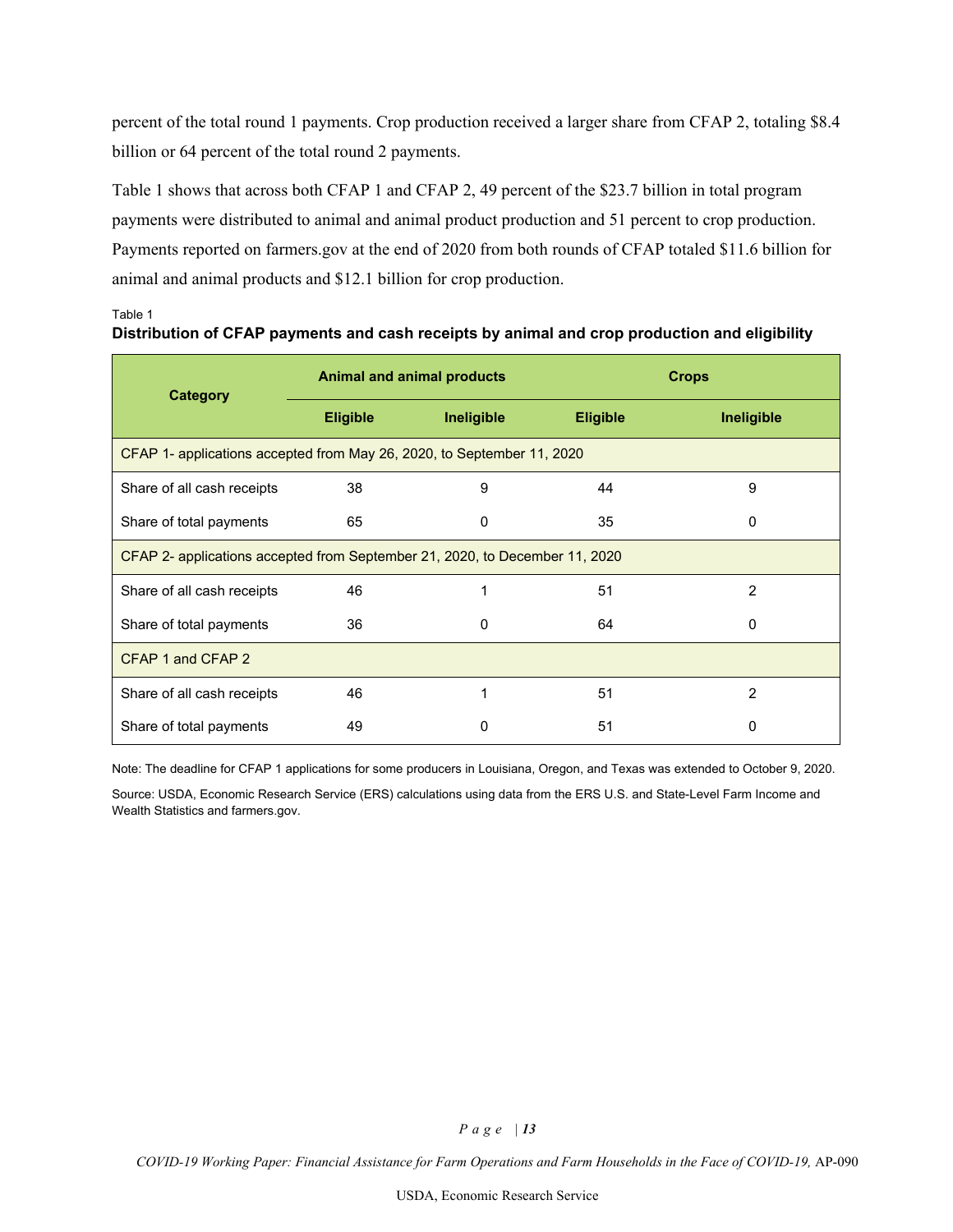percent of the total round 1 payments. Crop production received a larger share from CFAP 2, totaling $8.4 billion or 64 percent of the total round 2 payments.

Table 1 shows that across both CFAP 1 and CFAP 2, 49 percent of the $23.7 billion in total program payments were distributed to animal and animal product production and 51 percent to crop production. Payments reported on farmers.gov at the end of 2020 from both rounds of CFAP totaled $11.6 billion for animal and animal products and $12.1 billion for crop production.

Table 1

**Distribution of CFAP payments and cash receipts by animal and crop production and eligibility**

| Category | Animal and animal products | | Crops | |
|---|---|---|---|---|
| | Eligible | Ineligible | Eligible | Ineligible |
| CFAP 1- applications accepted from May 26, 2020, to September 11, 2020 | | | | |
| Share of all cash receipts | 38 | 9 | 44 | 9 |
| Share of total payments | 65 | 0 | 35 | 0 |
| CFAP 2- applications accepted from September 21, 2020, to December 11, 2020 | | | | |
| Share of all cash receipts | 46 | 1 | 51 | 2 |
| Share of total payments | 36 | 0 | 64 | 0 |
| CFAP 1 and CFAP 2 | | | | |
| Share of all cash receipts | 46 | 1 | 51 | 2 |
| Share of total payments | 49 | 0 | 51 | 0 |

Note: The deadline for CFAP 1 applications for some producers in Louisiana, Oregon, and Texas was extended to October 9, 2020.

Source: USDA, Economic Research Service (ERS) calculations using data from the ERS U.S. and State-Level Farm Income and Wealth Statistics and farmers.gov.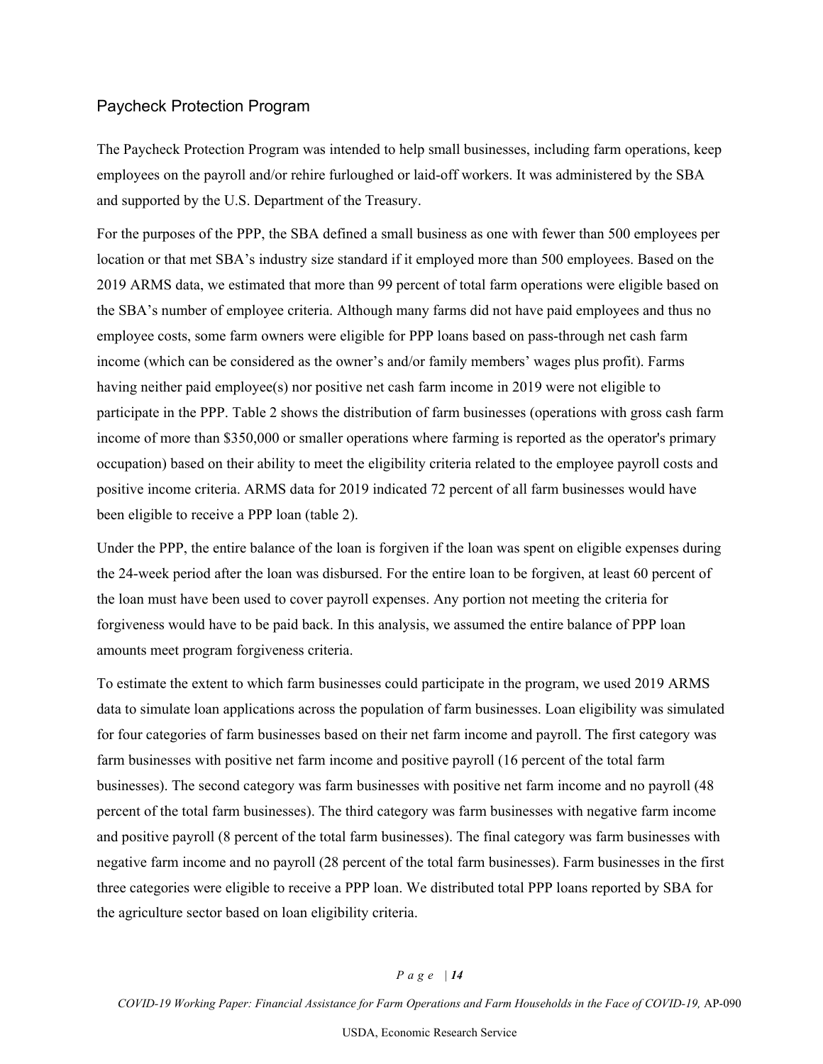## Paycheck Protection Program

The Paycheck Protection Program was intended to help small businesses, including farm operations, keep employees on the payroll and/or rehire furloughed or laid-off workers. It was administered by the SBA and supported by the U.S. Department of the Treasury.

For the purposes of the PPP, the SBA defined a small business as one with fewer than 500 employees per location or that met SBA's industry size standard if it employed more than 500 employees. Based on the 2019 ARMS data, we estimated that more than 99 percent of total farm operations were eligible based on the SBA's number of employee criteria. Although many farms did not have paid employees and thus no employee costs, some farm owners were eligible for PPP loans based on pass-through net cash farm income (which can be considered as the owner's and/or family members' wages plus profit). Farms having neither paid employee(s) nor positive net cash farm income in 2019 were not eligible to participate in the PPP. Table 2 shows the distribution of farm businesses (operations with gross cash farm income of more than $350,000 or smaller operations where farming is reported as the operator's primary occupation) based on their ability to meet the eligibility criteria related to the employee payroll costs and positive income criteria. ARMS data for 2019 indicated 72 percent of all farm businesses would have been eligible to receive a PPP loan (table 2).

Under the PPP, the entire balance of the loan is forgiven if the loan was spent on eligible expenses during the 24-week period after the loan was disbursed. For the entire loan to be forgiven, at least 60 percent of the loan must have been used to cover payroll expenses. Any portion not meeting the criteria for forgiveness would have to be paid back. In this analysis, we assumed the entire balance of PPP loan amounts meet program forgiveness criteria.

To estimate the extent to which farm businesses could participate in the program, we used 2019 ARMS data to simulate loan applications across the population of farm businesses. Loan eligibility was simulated for four categories of farm businesses based on their net farm income and payroll. The first category was farm businesses with positive net farm income and positive payroll (16 percent of the total farm businesses). The second category was farm businesses with positive net farm income and no payroll (48 percent of the total farm businesses). The third category was farm businesses with negative farm income and positive payroll (8 percent of the total farm businesses). The final category was farm businesses with negative farm income and no payroll (28 percent of the total farm businesses). Farm businesses in the first three categories were eligible to receive a PPP loan. We distributed total PPP loans reported by SBA for the agriculture sector based on loan eligibility criteria.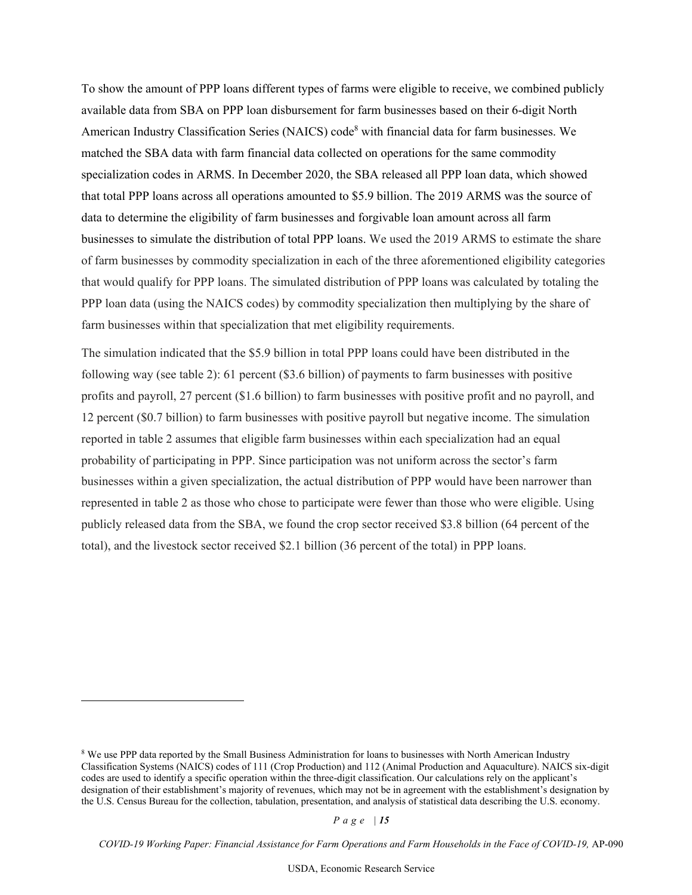To show the amount of PPP loans different types of farms were eligible to receive, we combined publicly available data from SBA on PPP loan disbursement for farm businesses based on their 6-digit North American Industry Classification Series (NAICS) code[8] with financial data for farm businesses. We matched the SBA data with farm financial data collected on operations for the same commodity specialization codes in ARMS. In December 2020, the SBA released all PPP loan data, which showed that total PPP loans across all operations amounted to $5.9 billion. The 2019 ARMS was the source of data to determine the eligibility of farm businesses and forgivable loan amount across all farm businesses to simulate the distribution of total PPP loans. We used the 2019 ARMS to estimate the share of farm businesses by commodity specialization in each of the three aforementioned eligibility categories that would qualify for PPP loans. The simulated distribution of PPP loans was calculated by totaling the PPP loan data (using the NAICS codes) by commodity specialization then multiplying by the share of farm businesses within that specialization that met eligibility requirements.

The simulation indicated that the $5.9 billion in total PPP loans could have been distributed in the following way (see table 2): 61 percent ($3.6 billion) of payments to farm businesses with positive profits and payroll, 27 percent ($1.6 billion) to farm businesses with positive profit and no payroll, and 12 percent ($0.7 billion) to farm businesses with positive payroll but negative income. The simulation reported in table 2 assumes that eligible farm businesses within each specialization had an equal probability of participating in PPP. Since participation was not uniform across the sector's farm businesses within a given specialization, the actual distribution of PPP would have been narrower than represented in table 2 as those who chose to participate were fewer than those who were eligible. Using publicly released data from the SBA, we found the crop sector received $3.8 billion (64 percent of the total), and the livestock sector received $2.1 billion (36 percent of the total) in PPP loans.

---

[8] We use PPP data reported by the Small Business Administration for loans to businesses with North American Industry Classification Systems (NAICS) codes of 111 (Crop Production) and 112 (Animal Production and Aquaculture). NAICS six-digit codes are used to identify a specific operation within the three-digit classification. Our calculations rely on the applicant's designation of their establishment's majority of revenues, which may not be in agreement with the establishment's designation by the U.S. Census Bureau for the collection, tabulation, presentation, and analysis of statistical data describing the U.S. economy.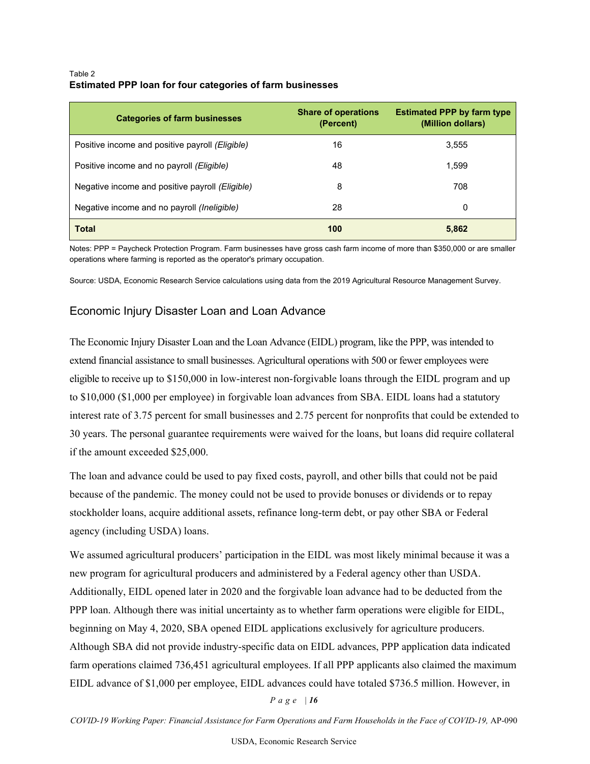Table 2
**Estimated PPP loan for four categories of farm businesses**

| Categories of farm businesses | Share of operations (Percent) | Estimated PPP by farm type (Million dollars) |
|---|---|---|
| Positive income and positive payroll *(Eligible)* | 16 | 3,555 |
| Positive income and no payroll *(Eligible)* | 48 | 1,599 |
| Negative income and positive payroll *(Eligible)* | 8 | 708 |
| Negative income and no payroll *(Ineligible)* | 28 | 0 |
| **Total** | **100** | **5,862** |

Notes: PPP = Paycheck Protection Program. Farm businesses have gross cash farm income of more than $350,000 or are smaller operations where farming is reported as the operator's primary occupation.

Source: USDA, Economic Research Service calculations using data from the 2019 Agricultural Resource Management Survey.

## Economic Injury Disaster Loan and Loan Advance

The Economic Injury Disaster Loan and the Loan Advance (EIDL) program, like the PPP, was intended to extend financial assistance to small businesses. Agricultural operations with 500 or fewer employees were eligible to receive up to $150,000 in low-interest non-forgivable loans through the EIDL program and up to $10,000 ($1,000 per employee) in forgivable loan advances from SBA. EIDL loans had a statutory interest rate of 3.75 percent for small businesses and 2.75 percent for nonprofits that could be extended to 30 years. The personal guarantee requirements were waived for the loans, but loans did require collateral if the amount exceeded $25,000.

The loan and advance could be used to pay fixed costs, payroll, and other bills that could not be paid because of the pandemic. The money could not be used to provide bonuses or dividends or to repay stockholder loans, acquire additional assets, refinance long-term debt, or pay other SBA or Federal agency (including USDA) loans.

We assumed agricultural producers' participation in the EIDL was most likely minimal because it was a new program for agricultural producers and administered by a Federal agency other than USDA. Additionally, EIDL opened later in 2020 and the forgivable loan advance had to be deducted from the PPP loan. Although there was initial uncertainty as to whether farm operations were eligible for EIDL, beginning on May 4, 2020, SBA opened EIDL applications exclusively for agriculture producers. Although SBA did not provide industry-specific data on EIDL advances, PPP application data indicated farm operations claimed 736,451 agricultural employees. If all PPP applicants also claimed the maximum EIDL advance of $1,000 per employee, EIDL advances could have totaled $736.5 million. However, in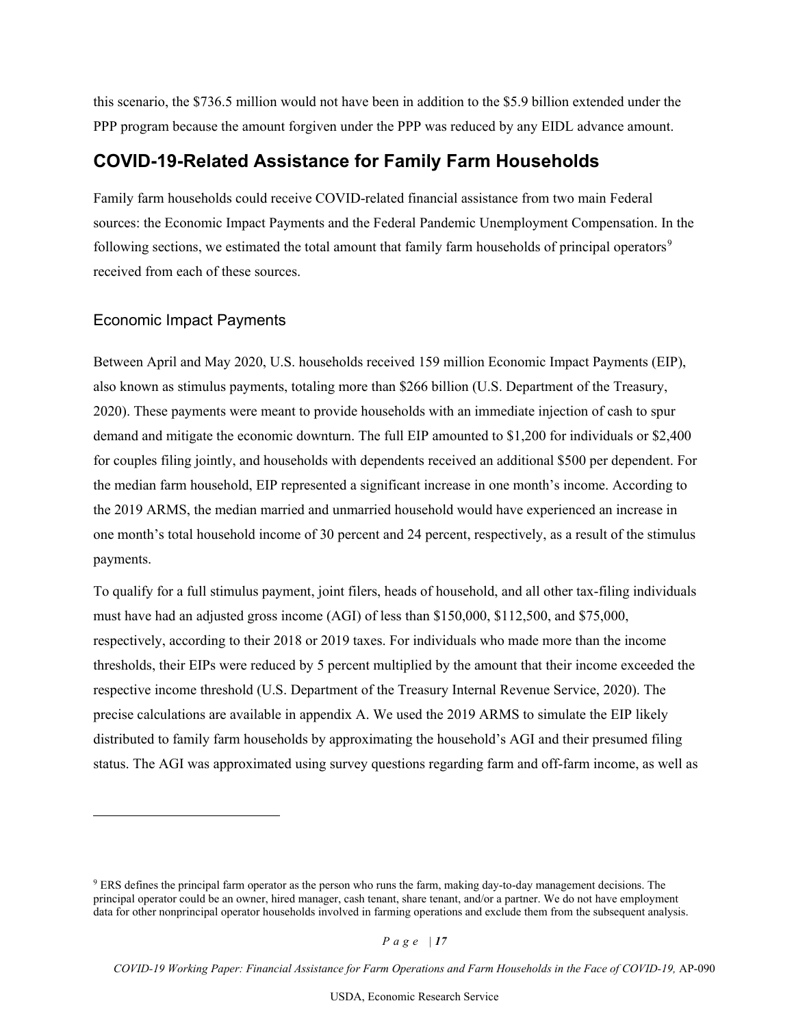this scenario, the $736.5 million would not have been in addition to the $5.9 billion extended under the PPP program because the amount forgiven under the PPP was reduced by any EIDL advance amount.

## COVID-19-Related Assistance for Family Farm Households

Family farm households could receive COVID-related financial assistance from two main Federal sources: the Economic Impact Payments and the Federal Pandemic Unemployment Compensation. In the following sections, we estimated the total amount that family farm households of principal operators[9] received from each of these sources.

### Economic Impact Payments

Between April and May 2020, U.S. households received 159 million Economic Impact Payments (EIP), also known as stimulus payments, totaling more than $266 billion (U.S. Department of the Treasury, 2020). These payments were meant to provide households with an immediate injection of cash to spur demand and mitigate the economic downturn. The full EIP amounted to $1,200 for individuals or $2,400 for couples filing jointly, and households with dependents received an additional $500 per dependent. For the median farm household, EIP represented a significant increase in one month's income. According to the 2019 ARMS, the median married and unmarried household would have experienced an increase in one month's total household income of 30 percent and 24 percent, respectively, as a result of the stimulus payments.

To qualify for a full stimulus payment, joint filers, heads of household, and all other tax-filing individuals must have had an adjusted gross income (AGI) of less than $150,000, $112,500, and $75,000, respectively, according to their 2018 or 2019 taxes. For individuals who made more than the income thresholds, their EIPs were reduced by 5 percent multiplied by the amount that their income exceeded the respective income threshold (U.S. Department of the Treasury Internal Revenue Service, 2020). The precise calculations are available in appendix A. We used the 2019 ARMS to simulate the EIP likely distributed to family farm households by approximating the household's AGI and their presumed filing status. The AGI was approximated using survey questions regarding farm and off-farm income, as well as

[9] ERS defines the principal farm operator as the person who runs the farm, making day-to-day management decisions. The principal operator could be an owner, hired manager, cash tenant, share tenant, and/or a partner. We do not have employment data for other nonprincipal operator households involved in farming operations and exclude them from the subsequent analysis.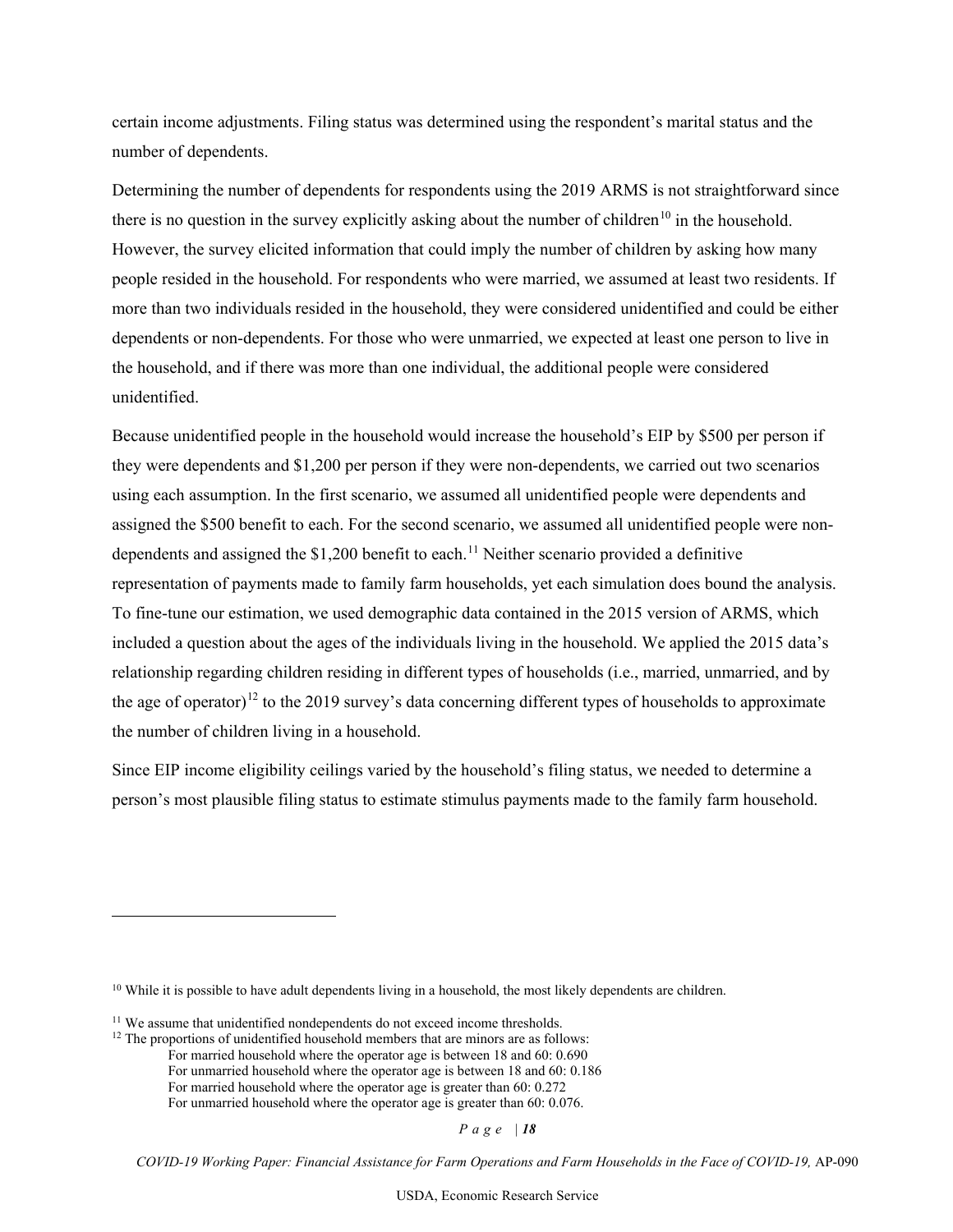certain income adjustments. Filing status was determined using the respondent's marital status and the number of dependents.

Determining the number of dependents for respondents using the 2019 ARMS is not straightforward since there is no question in the survey explicitly asking about the number of children[10] in the household. However, the survey elicited information that could imply the number of children by asking how many people resided in the household. For respondents who were married, we assumed at least two residents. If more than two individuals resided in the household, they were considered unidentified and could be either dependents or non-dependents. For those who were unmarried, we expected at least one person to live in the household, and if there was more than one individual, the additional people were considered unidentified.

Because unidentified people in the household would increase the household's EIP by $500 per person if they were dependents and $1,200 per person if they were non-dependents, we carried out two scenarios using each assumption. In the first scenario, we assumed all unidentified people were dependents and assigned the $500 benefit to each. For the second scenario, we assumed all unidentified people were non-dependents and assigned the $1,200 benefit to each.[11] Neither scenario provided a definitive representation of payments made to family farm households, yet each simulation does bound the analysis. To fine-tune our estimation, we used demographic data contained in the 2015 version of ARMS, which included a question about the ages of the individuals living in the household. We applied the 2015 data's relationship regarding children residing in different types of households (i.e., married, unmarried, and by the age of operator)[12] to the 2019 survey's data concerning different types of households to approximate the number of children living in a household.

Since EIP income eligibility ceilings varied by the household's filing status, we needed to determine a person's most plausible filing status to estimate stimulus payments made to the family farm household.

---

[10] While it is possible to have adult dependents living in a household, the most likely dependents are children.

[11] We assume that unidentified nondependents do not exceed income thresholds.

[12] The proportions of unidentified household members that are minors are as follows:
For married household where the operator age is between 18 and 60: 0.690
For unmarried household where the operator age is between 18 and 60: 0.186
For married household where the operator age is greater than 60: 0.272
For unmarried household where the operator age is greater than 60: 0.076.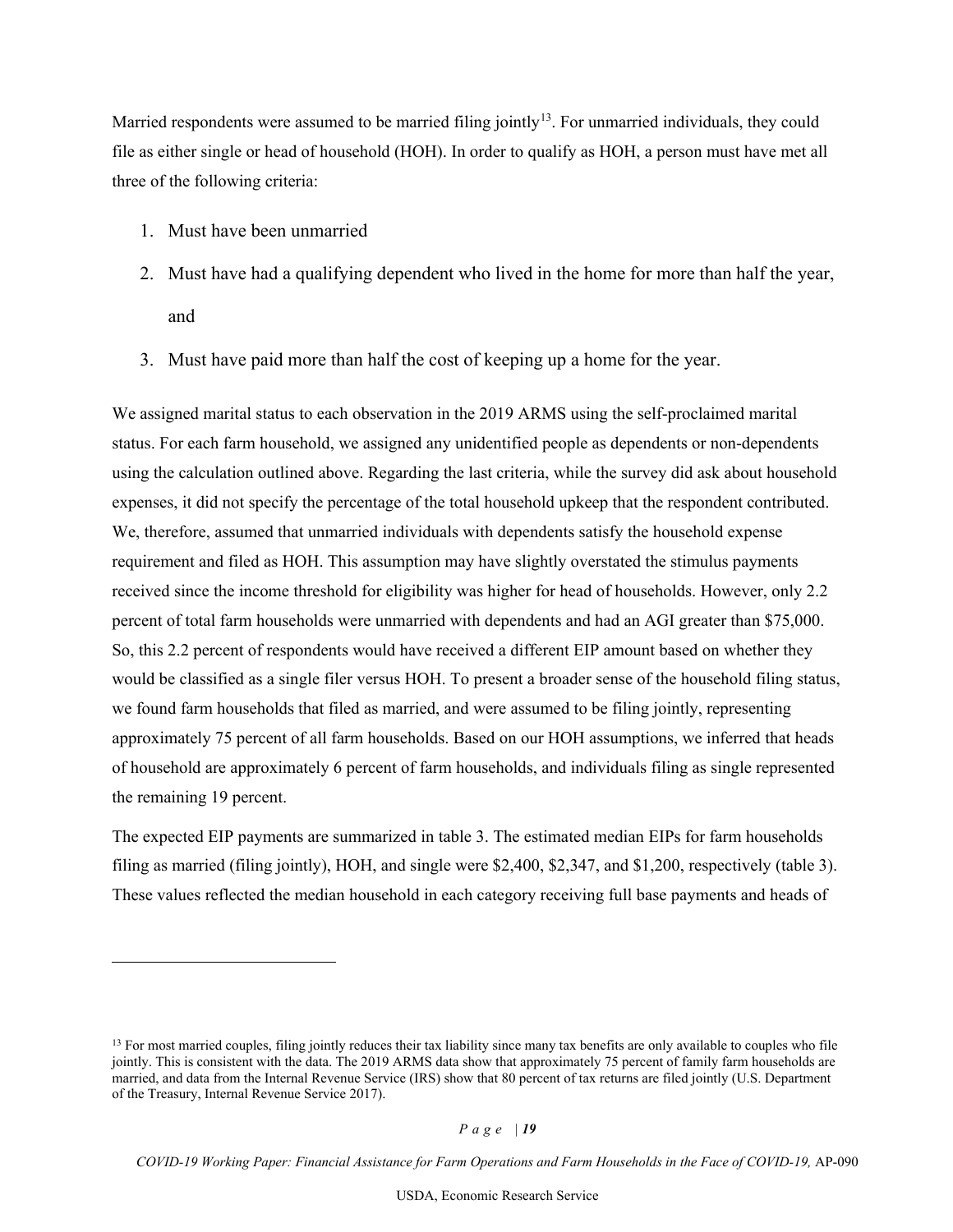Married respondents were assumed to be married filing jointly[13]. For unmarried individuals, they could file as either single or head of household (HOH). In order to qualify as HOH, a person must have met all three of the following criteria:

1. Must have been unmarried
2. Must have had a qualifying dependent who lived in the home for more than half the year, and
3. Must have paid more than half the cost of keeping up a home for the year.

We assigned marital status to each observation in the 2019 ARMS using the self-proclaimed marital status. For each farm household, we assigned any unidentified people as dependents or non-dependents using the calculation outlined above. Regarding the last criteria, while the survey did ask about household expenses, it did not specify the percentage of the total household upkeep that the respondent contributed. We, therefore, assumed that unmarried individuals with dependents satisfy the household expense requirement and filed as HOH. This assumption may have slightly overstated the stimulus payments received since the income threshold for eligibility was higher for head of households. However, only 2.2 percent of total farm households were unmarried with dependents and had an AGI greater than $75,000. So, this 2.2 percent of respondents would have received a different EIP amount based on whether they would be classified as a single filer versus HOH. To present a broader sense of the household filing status, we found farm households that filed as married, and were assumed to be filing jointly, representing approximately 75 percent of all farm households. Based on our HOH assumptions, we inferred that heads of household are approximately 6 percent of farm households, and individuals filing as single represented the remaining 19 percent.

The expected EIP payments are summarized in table 3. The estimated median EIPs for farm households filing as married (filing jointly), HOH, and single were $2,400, $2,347, and $1,200, respectively (table 3). These values reflected the median household in each category receiving full base payments and heads of

---

[13] For most married couples, filing jointly reduces their tax liability since many tax benefits are only available to couples who file jointly. This is consistent with the data. The 2019 ARMS data show that approximately 75 percent of family farm households are married, and data from the Internal Revenue Service (IRS) show that 80 percent of tax returns are filed jointly (U.S. Department of the Treasury, Internal Revenue Service 2017).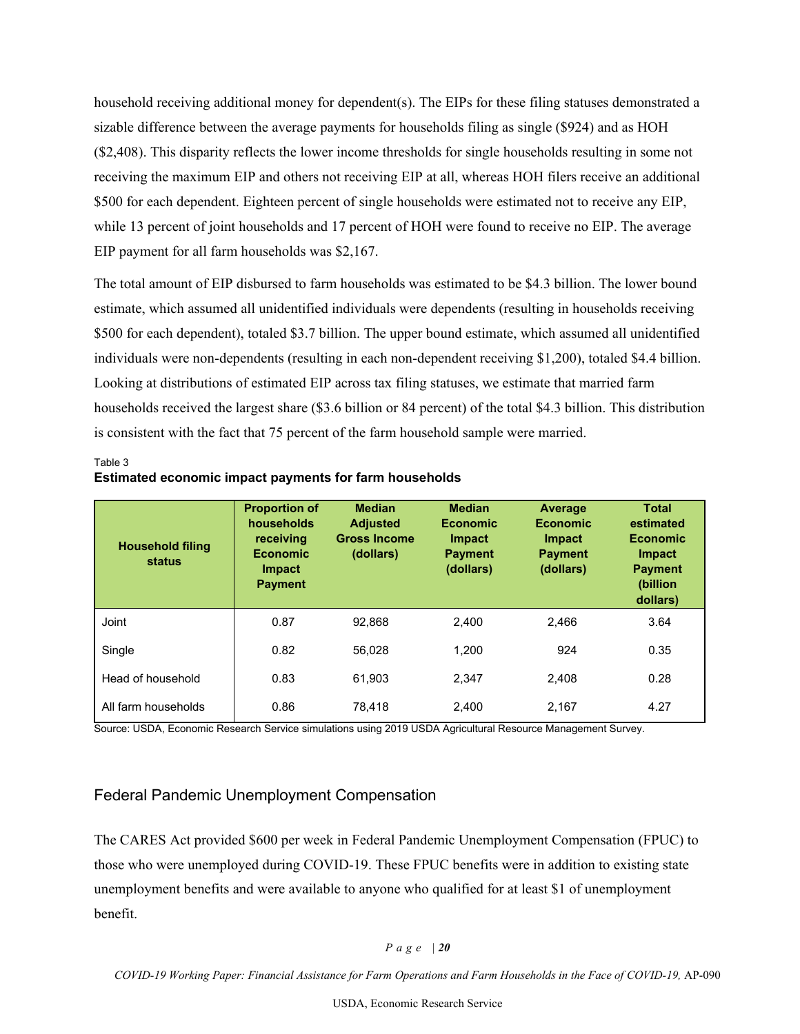household receiving additional money for dependent(s). The EIPs for these filing statuses demonstrated a sizable difference between the average payments for households filing as single ($924) and as HOH ($2,408). This disparity reflects the lower income thresholds for single households resulting in some not receiving the maximum EIP and others not receiving EIP at all, whereas HOH filers receive an additional $500 for each dependent. Eighteen percent of single households were estimated not to receive any EIP, while 13 percent of joint households and 17 percent of HOH were found to receive no EIP. The average EIP payment for all farm households was $2,167.

The total amount of EIP disbursed to farm households was estimated to be $4.3 billion. The lower bound estimate, which assumed all unidentified individuals were dependents (resulting in households receiving $500 for each dependent), totaled $3.7 billion. The upper bound estimate, which assumed all unidentified individuals were non-dependents (resulting in each non-dependent receiving $1,200), totaled $4.4 billion. Looking at distributions of estimated EIP across tax filing statuses, we estimate that married farm households received the largest share ($3.6 billion or 84 percent) of the total $4.3 billion. This distribution is consistent with the fact that 75 percent of the farm household sample were married.

Table 3

**Estimated economic impact payments for farm households**

| Household filing status | Proportion of households receiving Economic Impact Payment | Median Adjusted Gross Income (dollars) | Median Economic Impact Payment (dollars) | Average Economic Impact Payment (dollars) | Total estimated Economic Impact Payment (billion dollars) |
|---|---|---|---|---|---|
| Joint | 0.87 | 92,868 | 2,400 | 2,466 | 3.64 |
| Single | 0.82 | 56,028 | 1,200 | 924 | 0.35 |
| Head of household | 0.83 | 61,903 | 2,347 | 2,408 | 0.28 |
| All farm households | 0.86 | 78,418 | 2,400 | 2,167 | 4.27 |

Source: USDA, Economic Research Service simulations using 2019 USDA Agricultural Resource Management Survey.

## Federal Pandemic Unemployment Compensation

The CARES Act provided $600 per week in Federal Pandemic Unemployment Compensation (FPUC) to those who were unemployed during COVID-19. These FPUC benefits were in addition to existing state unemployment benefits and were available to anyone who qualified for at least $1 of unemployment benefit.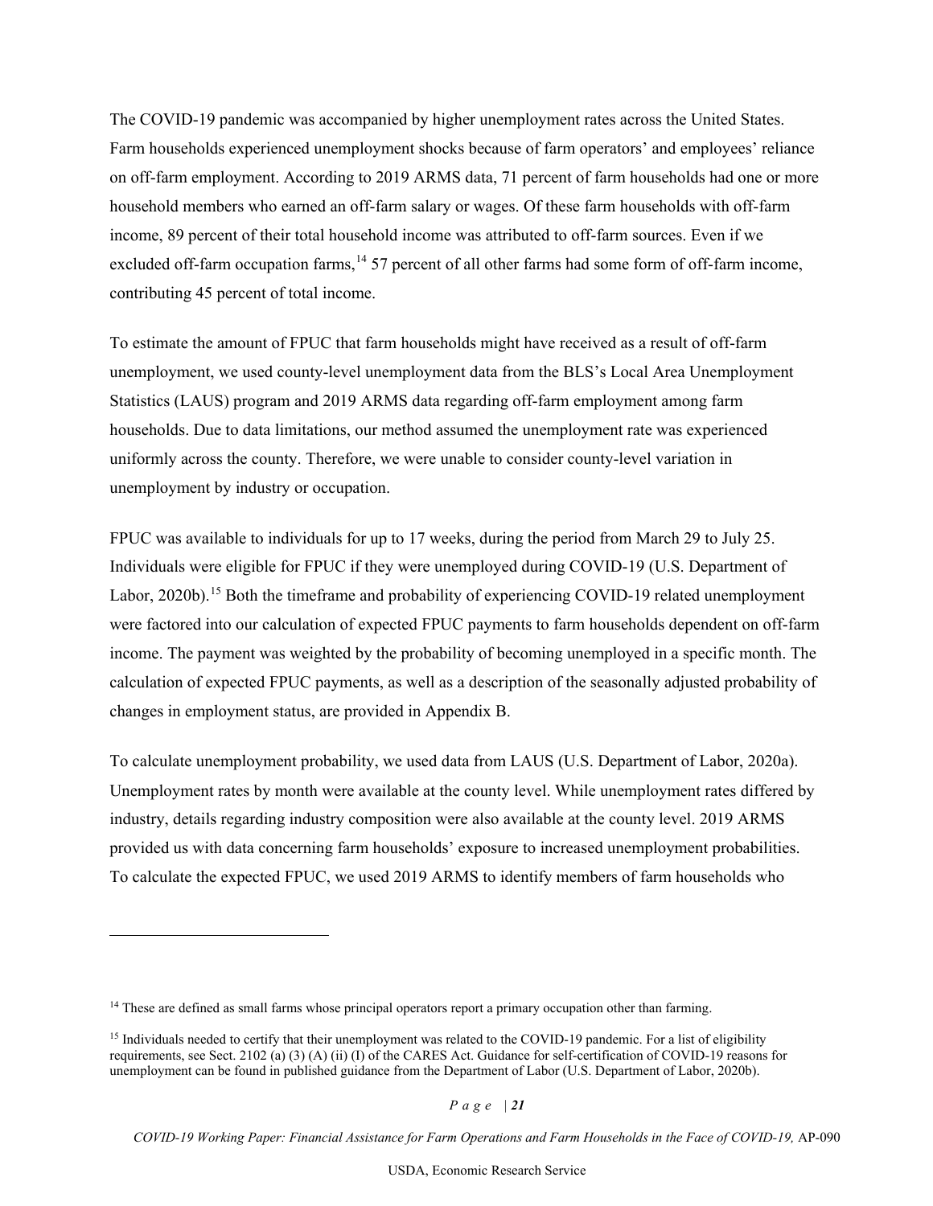The COVID-19 pandemic was accompanied by higher unemployment rates across the United States. Farm households experienced unemployment shocks because of farm operators' and employees' reliance on off-farm employment. According to 2019 ARMS data, 71 percent of farm households had one or more household members who earned an off-farm salary or wages. Of these farm households with off-farm income, 89 percent of their total household income was attributed to off-farm sources. Even if we excluded off-farm occupation farms,[14] 57 percent of all other farms had some form of off-farm income, contributing 45 percent of total income.

To estimate the amount of FPUC that farm households might have received as a result of off-farm unemployment, we used county-level unemployment data from the BLS's Local Area Unemployment Statistics (LAUS) program and 2019 ARMS data regarding off-farm employment among farm households. Due to data limitations, our method assumed the unemployment rate was experienced uniformly across the county. Therefore, we were unable to consider county-level variation in unemployment by industry or occupation.

FPUC was available to individuals for up to 17 weeks, during the period from March 29 to July 25. Individuals were eligible for FPUC if they were unemployed during COVID-19 (U.S. Department of Labor, 2020b).[15] Both the timeframe and probability of experiencing COVID-19 related unemployment were factored into our calculation of expected FPUC payments to farm households dependent on off-farm income. The payment was weighted by the probability of becoming unemployed in a specific month. The calculation of expected FPUC payments, as well as a description of the seasonally adjusted probability of changes in employment status, are provided in Appendix B.

To calculate unemployment probability, we used data from LAUS (U.S. Department of Labor, 2020a). Unemployment rates by month were available at the county level. While unemployment rates differed by industry, details regarding industry composition were also available at the county level. 2019 ARMS provided us with data concerning farm households' exposure to increased unemployment probabilities. To calculate the expected FPUC, we used 2019 ARMS to identify members of farm households who

---

[14] These are defined as small farms whose principal operators report a primary occupation other than farming.

[15] Individuals needed to certify that their unemployment was related to the COVID-19 pandemic. For a list of eligibility requirements, see Sect. 2102 (a) (3) (A) (ii) (I) of the CARES Act. Guidance for self-certification of COVID-19 reasons for unemployment can be found in published guidance from the Department of Labor (U.S. Department of Labor, 2020b).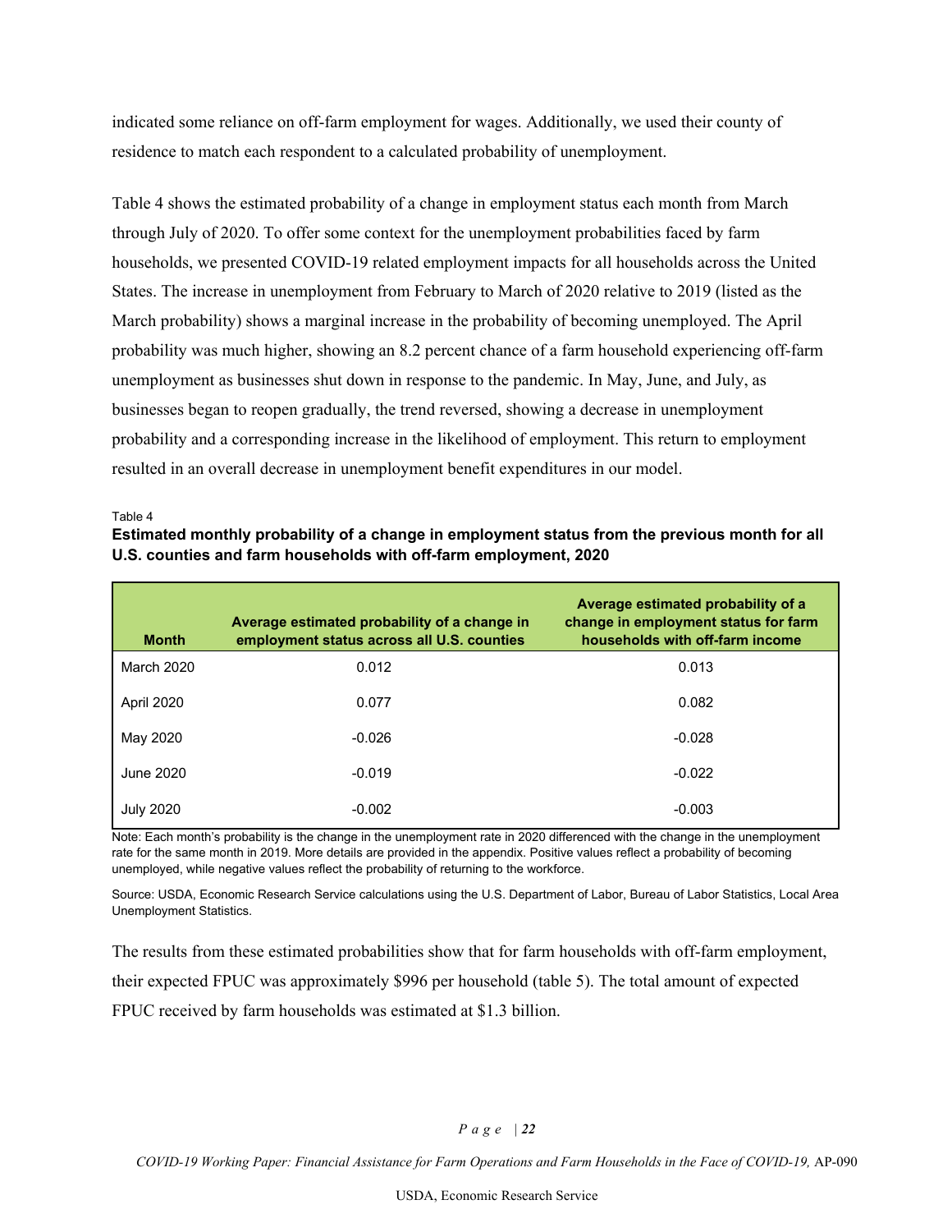indicated some reliance on off-farm employment for wages. Additionally, we used their county of residence to match each respondent to a calculated probability of unemployment.

Table 4 shows the estimated probability of a change in employment status each month from March through July of 2020. To offer some context for the unemployment probabilities faced by farm households, we presented COVID-19 related employment impacts for all households across the United States. The increase in unemployment from February to March of 2020 relative to 2019 (listed as the March probability) shows a marginal increase in the probability of becoming unemployed. The April probability was much higher, showing an 8.2 percent chance of a farm household experiencing off-farm unemployment as businesses shut down in response to the pandemic. In May, June, and July, as businesses began to reopen gradually, the trend reversed, showing a decrease in unemployment probability and a corresponding increase in the likelihood of employment. This return to employment resulted in an overall decrease in unemployment benefit expenditures in our model.

Table 4

**Estimated monthly probability of a change in employment status from the previous month for all U.S. counties and farm households with off-farm employment, 2020**

| Month | Average estimated probability of a change in employment status across all U.S. counties | Average estimated probability of a change in employment status for farm households with off-farm income |
|---|---|---|
| March 2020 | 0.012 | 0.013 |
| April 2020 | 0.077 | 0.082 |
| May 2020 | -0.026 | -0.028 |
| June 2020 | -0.019 | -0.022 |
| July 2020 | -0.002 | -0.003 |

Note: Each month's probability is the change in the unemployment rate in 2020 differenced with the change in the unemployment rate for the same month in 2019. More details are provided in the appendix. Positive values reflect a probability of becoming unemployed, while negative values reflect the probability of returning to the workforce.

Source: USDA, Economic Research Service calculations using the U.S. Department of Labor, Bureau of Labor Statistics, Local Area Unemployment Statistics.

The results from these estimated probabilities show that for farm households with off-farm employment, their expected FPUC was approximately $996 per household (table 5). The total amount of expected FPUC received by farm households was estimated at $1.3 billion.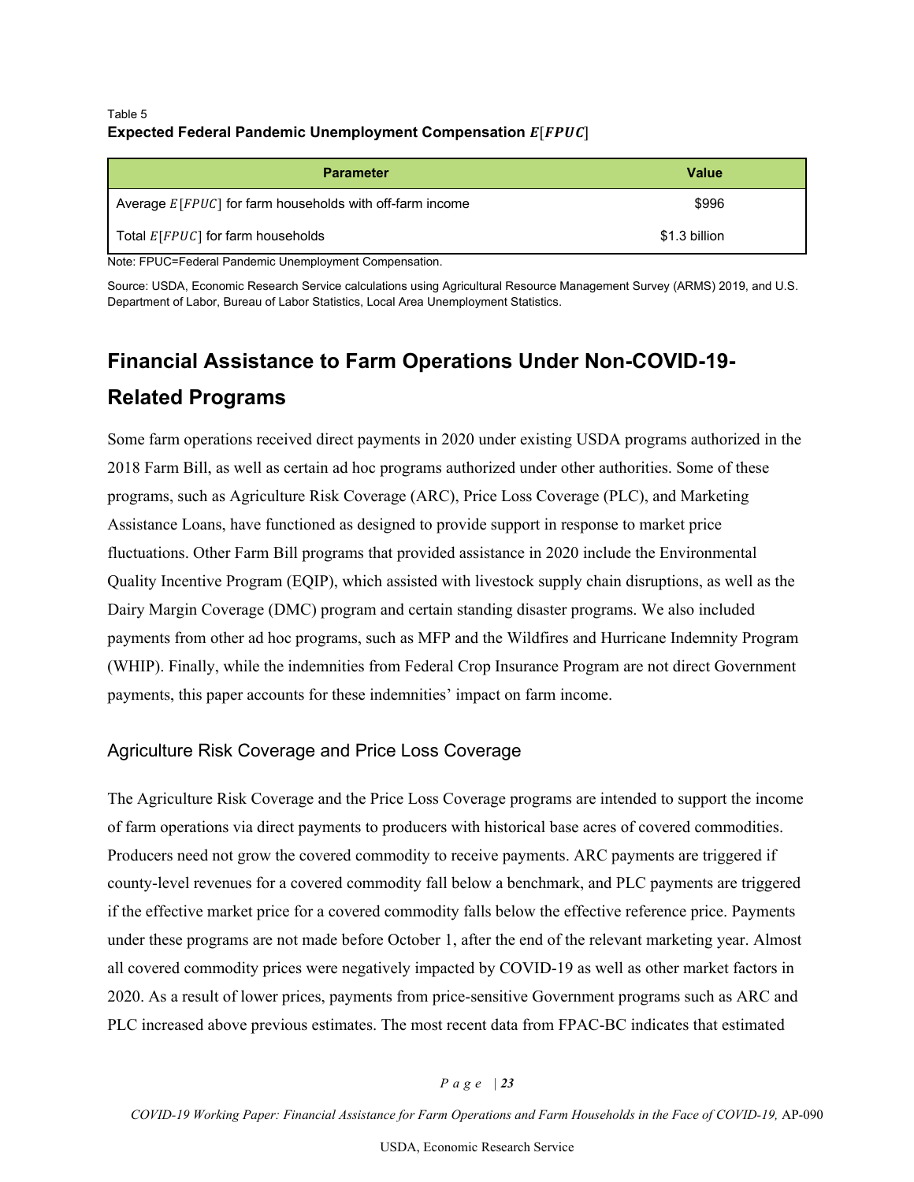Table 5

**Expected Federal Pandemic Unemployment Compensation $E[FPUC]$**

| Parameter | Value |
|---|---|
| Average $E[FPUC]$ for farm households with off-farm income | $996 |
| Total $E[FPUC]$ for farm households | $1.3 billion |

Note: FPUC=Federal Pandemic Unemployment Compensation.

Source: USDA, Economic Research Service calculations using Agricultural Resource Management Survey (ARMS) 2019, and U.S. Department of Labor, Bureau of Labor Statistics, Local Area Unemployment Statistics.

## Financial Assistance to Farm Operations Under Non-COVID-19-Related Programs

Some farm operations received direct payments in 2020 under existing USDA programs authorized in the 2018 Farm Bill, as well as certain ad hoc programs authorized under other authorities. Some of these programs, such as Agriculture Risk Coverage (ARC), Price Loss Coverage (PLC), and Marketing Assistance Loans, have functioned as designed to provide support in response to market price fluctuations. Other Farm Bill programs that provided assistance in 2020 include the Environmental Quality Incentive Program (EQIP), which assisted with livestock supply chain disruptions, as well as the Dairy Margin Coverage (DMC) program and certain standing disaster programs. We also included payments from other ad hoc programs, such as MFP and the Wildfires and Hurricane Indemnity Program (WHIP). Finally, while the indemnities from Federal Crop Insurance Program are not direct Government payments, this paper accounts for these indemnities' impact on farm income.

### Agriculture Risk Coverage and Price Loss Coverage

The Agriculture Risk Coverage and the Price Loss Coverage programs are intended to support the income of farm operations via direct payments to producers with historical base acres of covered commodities. Producers need not grow the covered commodity to receive payments. ARC payments are triggered if county-level revenues for a covered commodity fall below a benchmark, and PLC payments are triggered if the effective market price for a covered commodity falls below the effective reference price. Payments under these programs are not made before October 1, after the end of the relevant marketing year. Almost all covered commodity prices were negatively impacted by COVID-19 as well as other market factors in 2020. As a result of lower prices, payments from price-sensitive Government programs such as ARC and PLC increased above previous estimates. The most recent data from FPAC-BC indicates that estimated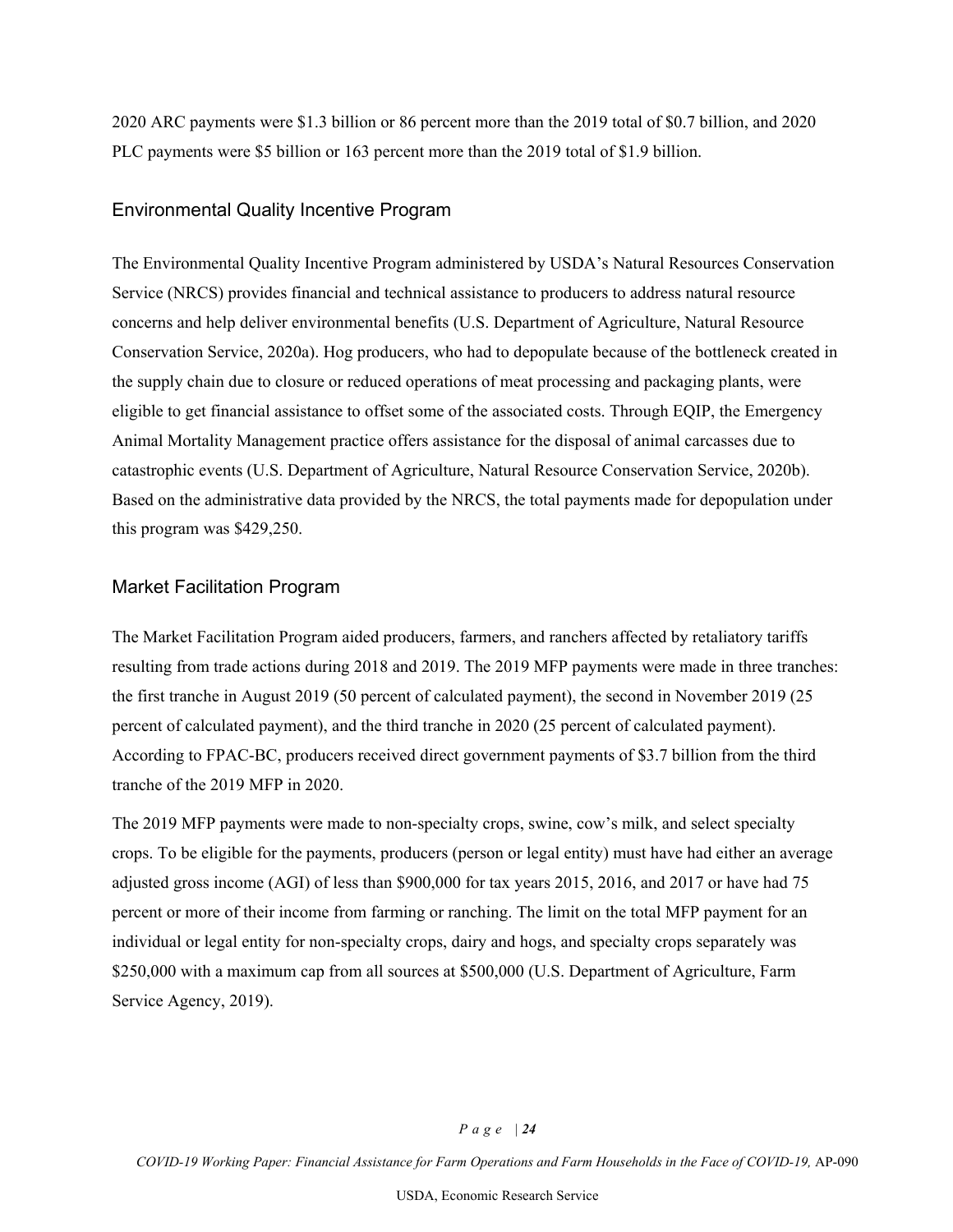2020 ARC payments were $1.3 billion or 86 percent more than the 2019 total of $0.7 billion, and 2020 PLC payments were $5 billion or 163 percent more than the 2019 total of $1.9 billion.

## Environmental Quality Incentive Program

The Environmental Quality Incentive Program administered by USDA's Natural Resources Conservation Service (NRCS) provides financial and technical assistance to producers to address natural resource concerns and help deliver environmental benefits (U.S. Department of Agriculture, Natural Resource Conservation Service, 2020a). Hog producers, who had to depopulate because of the bottleneck created in the supply chain due to closure or reduced operations of meat processing and packaging plants, were eligible to get financial assistance to offset some of the associated costs. Through EQIP, the Emergency Animal Mortality Management practice offers assistance for the disposal of animal carcasses due to catastrophic events (U.S. Department of Agriculture, Natural Resource Conservation Service, 2020b). Based on the administrative data provided by the NRCS, the total payments made for depopulation under this program was $429,250.

## Market Facilitation Program

The Market Facilitation Program aided producers, farmers, and ranchers affected by retaliatory tariffs resulting from trade actions during 2018 and 2019. The 2019 MFP payments were made in three tranches: the first tranche in August 2019 (50 percent of calculated payment), the second in November 2019 (25 percent of calculated payment), and the third tranche in 2020 (25 percent of calculated payment). According to FPAC-BC, producers received direct government payments of $3.7 billion from the third tranche of the 2019 MFP in 2020.

The 2019 MFP payments were made to non-specialty crops, swine, cow's milk, and select specialty crops. To be eligible for the payments, producers (person or legal entity) must have had either an average adjusted gross income (AGI) of less than $900,000 for tax years 2015, 2016, and 2017 or have had 75 percent or more of their income from farming or ranching. The limit on the total MFP payment for an individual or legal entity for non-specialty crops, dairy and hogs, and specialty crops separately was $250,000 with a maximum cap from all sources at $500,000 (U.S. Department of Agriculture, Farm Service Agency, 2019).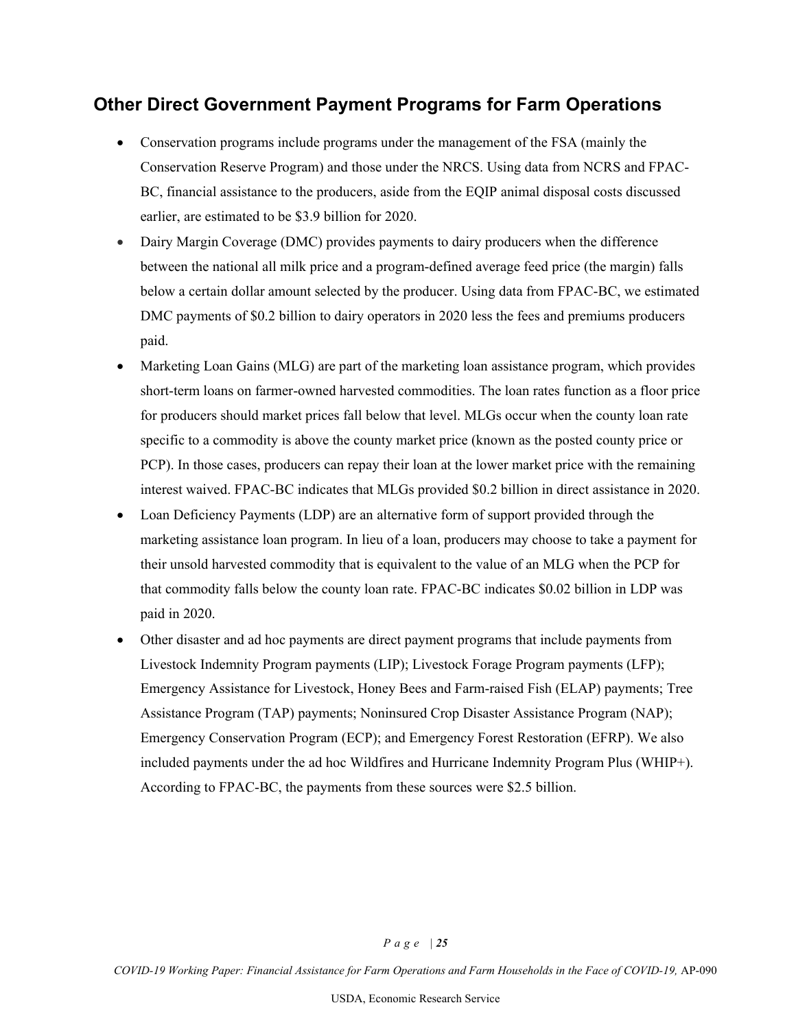## Other Direct Government Payment Programs for Farm Operations

- Conservation programs include programs under the management of the FSA (mainly the Conservation Reserve Program) and those under the NRCS. Using data from NCRS and FPAC-BC, financial assistance to the producers, aside from the EQIP animal disposal costs discussed earlier, are estimated to be $3.9 billion for 2020.
- Dairy Margin Coverage (DMC) provides payments to dairy producers when the difference between the national all milk price and a program-defined average feed price (the margin) falls below a certain dollar amount selected by the producer. Using data from FPAC-BC, we estimated DMC payments of $0.2 billion to dairy operators in 2020 less the fees and premiums producers paid.
- Marketing Loan Gains (MLG) are part of the marketing loan assistance program, which provides short-term loans on farmer-owned harvested commodities. The loan rates function as a floor price for producers should market prices fall below that level. MLGs occur when the county loan rate specific to a commodity is above the county market price (known as the posted county price or PCP). In those cases, producers can repay their loan at the lower market price with the remaining interest waived. FPAC-BC indicates that MLGs provided $0.2 billion in direct assistance in 2020.
- Loan Deficiency Payments (LDP) are an alternative form of support provided through the marketing assistance loan program. In lieu of a loan, producers may choose to take a payment for their unsold harvested commodity that is equivalent to the value of an MLG when the PCP for that commodity falls below the county loan rate. FPAC-BC indicates $0.02 billion in LDP was paid in 2020.
- Other disaster and ad hoc payments are direct payment programs that include payments from Livestock Indemnity Program payments (LIP); Livestock Forage Program payments (LFP); Emergency Assistance for Livestock, Honey Bees and Farm-raised Fish (ELAP) payments; Tree Assistance Program (TAP) payments; Noninsured Crop Disaster Assistance Program (NAP); Emergency Conservation Program (ECP); and Emergency Forest Restoration (EFRP). We also included payments under the ad hoc Wildfires and Hurricane Indemnity Program Plus (WHIP+). According to FPAC-BC, the payments from these sources were $2.5 billion.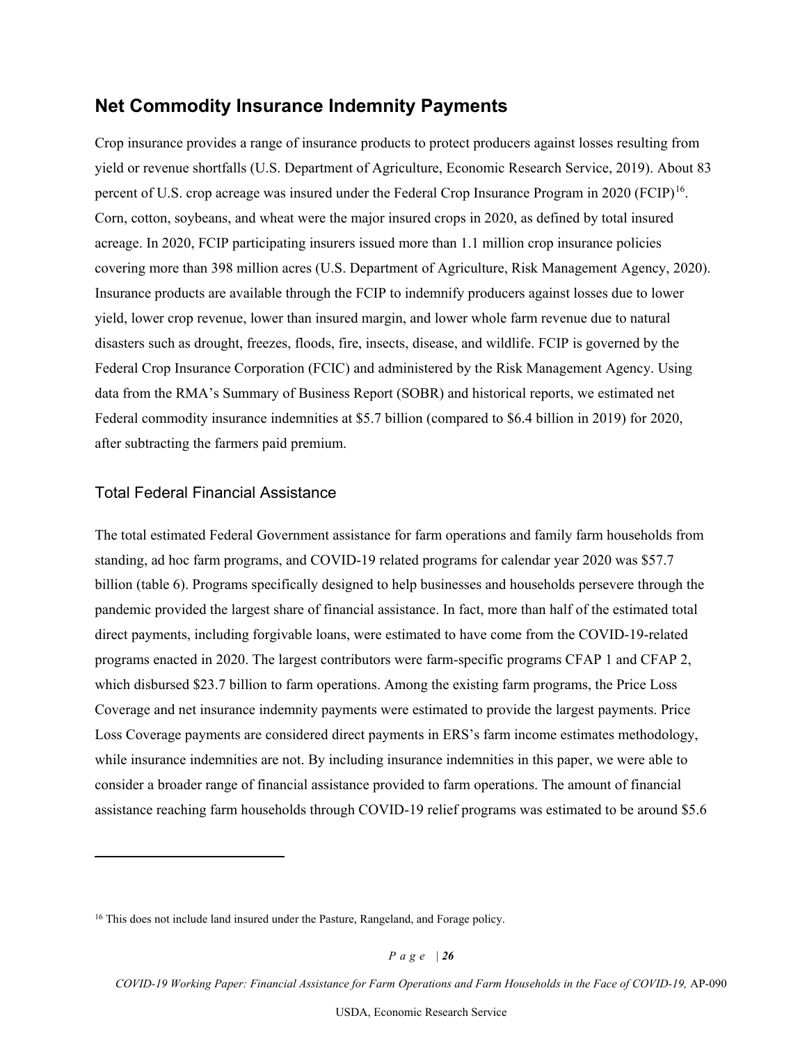## Net Commodity Insurance Indemnity Payments

Crop insurance provides a range of insurance products to protect producers against losses resulting from yield or revenue shortfalls (U.S. Department of Agriculture, Economic Research Service, 2019). About 83 percent of U.S. crop acreage was insured under the Federal Crop Insurance Program in 2020 (FCIP)[16]. Corn, cotton, soybeans, and wheat were the major insured crops in 2020, as defined by total insured acreage. In 2020, FCIP participating insurers issued more than 1.1 million crop insurance policies covering more than 398 million acres (U.S. Department of Agriculture, Risk Management Agency, 2020). Insurance products are available through the FCIP to indemnify producers against losses due to lower yield, lower crop revenue, lower than insured margin, and lower whole farm revenue due to natural disasters such as drought, freezes, floods, fire, insects, disease, and wildlife. FCIP is governed by the Federal Crop Insurance Corporation (FCIC) and administered by the Risk Management Agency. Using data from the RMA's Summary of Business Report (SOBR) and historical reports, we estimated net Federal commodity insurance indemnities at $5.7 billion (compared to $6.4 billion in 2019) for 2020, after subtracting the farmers paid premium.

### Total Federal Financial Assistance

The total estimated Federal Government assistance for farm operations and family farm households from standing, ad hoc farm programs, and COVID-19 related programs for calendar year 2020 was $57.7 billion (table 6). Programs specifically designed to help businesses and households persevere through the pandemic provided the largest share of financial assistance. In fact, more than half of the estimated total direct payments, including forgivable loans, were estimated to have come from the COVID-19-related programs enacted in 2020. The largest contributors were farm-specific programs CFAP 1 and CFAP 2, which disbursed $23.7 billion to farm operations. Among the existing farm programs, the Price Loss Coverage and net insurance indemnity payments were estimated to provide the largest payments. Price Loss Coverage payments are considered direct payments in ERS's farm income estimates methodology, while insurance indemnities are not. By including insurance indemnities in this paper, we were able to consider a broader range of financial assistance provided to farm operations. The amount of financial assistance reaching farm households through COVID-19 relief programs was estimated to be around $5.6

[16] This does not include land insured under the Pasture, Rangeland, and Forage policy.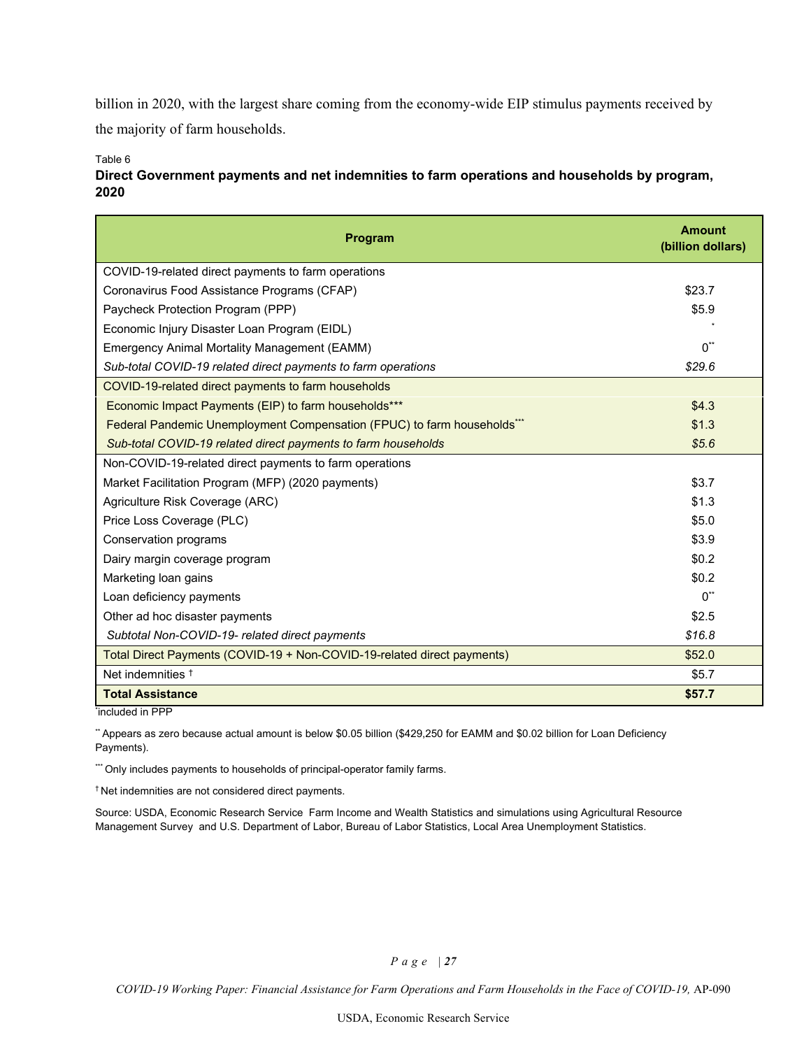billion in 2020, with the largest share coming from the economy-wide EIP stimulus payments received by the majority of farm households.

Table 6

**Direct Government payments and net indemnities to farm operations and households by program, 2020**

| Program | Amount (billion dollars) |
|---|---|
| COVID-19-related direct payments to farm operations | |
| Coronavirus Food Assistance Programs (CFAP) | $23.7 |
| Paycheck Protection Program (PPP) | $5.9 |
| Economic Injury Disaster Loan Program (EIDL) | * |
| Emergency Animal Mortality Management (EAMM) | 0** |
| *Sub-total COVID-19 related direct payments to farm operations* | *$29.6* |
| COVID-19-related direct payments to farm households | |
| Economic Impact Payments (EIP) to farm households*** | $4.3 |
| Federal Pandemic Unemployment Compensation (FPUC) to farm households*** | $1.3 |
| *Sub-total COVID-19 related direct payments to farm households* | *$5.6* |
| Non-COVID-19-related direct payments to farm operations | |
| Market Facilitation Program (MFP) (2020 payments) | $3.7 |
| Agriculture Risk Coverage (ARC) | $1.3 |
| Price Loss Coverage (PLC) | $5.0 |
| Conservation programs | $3.9 |
| Dairy margin coverage program | $0.2 |
| Marketing loan gains | $0.2 |
| Loan deficiency payments | 0** |
| Other ad hoc disaster payments | $2.5 |
| *Subtotal Non-COVID-19- related direct payments* | *$16.8* |
| Total Direct Payments (COVID-19 + Non-COVID-19-related direct payments) | $52.0 |
| Net indemnities † | $5.7 |
| **Total Assistance** | **$57.7** |

*included in PPP

** Appears as zero because actual amount is below $0.05 billion ($429,250 for EAMM and $0.02 billion for Loan Deficiency Payments).

*** Only includes payments to households of principal-operator family farms.

† Net indemnities are not considered direct payments.

Source: USDA, Economic Research Service Farm Income and Wealth Statistics and simulations using Agricultural Resource Management Survey and U.S. Department of Labor, Bureau of Labor Statistics, Local Area Unemployment Statistics.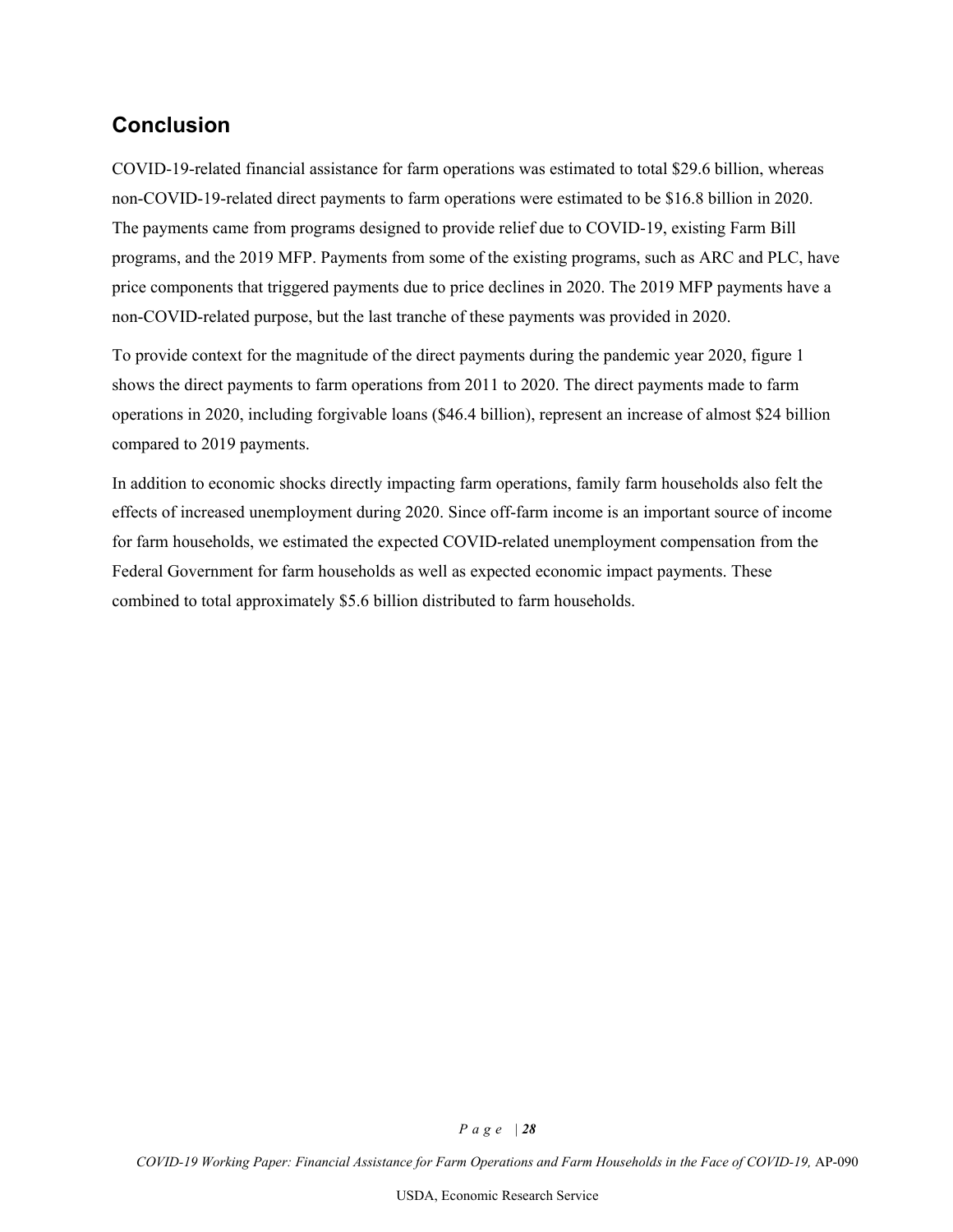## Conclusion

COVID-19-related financial assistance for farm operations was estimated to total $29.6 billion, whereas non-COVID-19-related direct payments to farm operations were estimated to be $16.8 billion in 2020. The payments came from programs designed to provide relief due to COVID-19, existing Farm Bill programs, and the 2019 MFP. Payments from some of the existing programs, such as ARC and PLC, have price components that triggered payments due to price declines in 2020. The 2019 MFP payments have a non-COVID-related purpose, but the last tranche of these payments was provided in 2020.

To provide context for the magnitude of the direct payments during the pandemic year 2020, figure 1 shows the direct payments to farm operations from 2011 to 2020. The direct payments made to farm operations in 2020, including forgivable loans ($46.4 billion), represent an increase of almost $24 billion compared to 2019 payments.

In addition to economic shocks directly impacting farm operations, family farm households also felt the effects of increased unemployment during 2020. Since off-farm income is an important source of income for farm households, we estimated the expected COVID-related unemployment compensation from the Federal Government for farm households as well as expected economic impact payments. These combined to total approximately $5.6 billion distributed to farm households.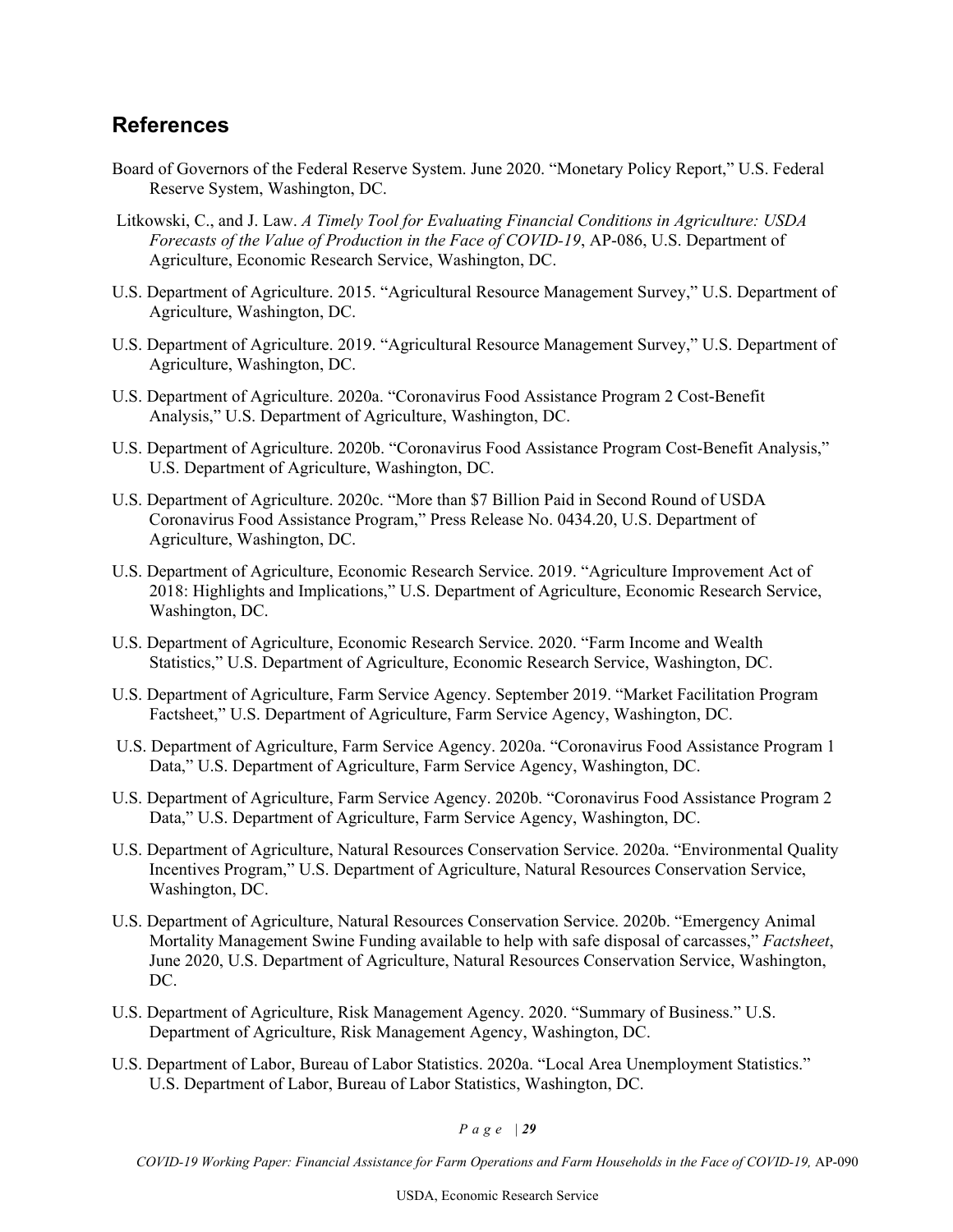## References

Board of Governors of the Federal Reserve System. June 2020. "Monetary Policy Report," U.S. Federal Reserve System, Washington, DC.

Litkowski, C., and J. Law. *A Timely Tool for Evaluating Financial Conditions in Agriculture: USDA Forecasts of the Value of Production in the Face of COVID-19*, AP-086, U.S. Department of Agriculture, Economic Research Service, Washington, DC.

U.S. Department of Agriculture. 2015. "Agricultural Resource Management Survey," U.S. Department of Agriculture, Washington, DC.

U.S. Department of Agriculture. 2019. "Agricultural Resource Management Survey," U.S. Department of Agriculture, Washington, DC.

U.S. Department of Agriculture. 2020a. "Coronavirus Food Assistance Program 2 Cost-Benefit Analysis," U.S. Department of Agriculture, Washington, DC.

U.S. Department of Agriculture. 2020b. "Coronavirus Food Assistance Program Cost-Benefit Analysis," U.S. Department of Agriculture, Washington, DC.

U.S. Department of Agriculture. 2020c. "More than $7 Billion Paid in Second Round of USDA Coronavirus Food Assistance Program," Press Release No. 0434.20, U.S. Department of Agriculture, Washington, DC.

U.S. Department of Agriculture, Economic Research Service. 2019. "Agriculture Improvement Act of 2018: Highlights and Implications," U.S. Department of Agriculture, Economic Research Service, Washington, DC.

U.S. Department of Agriculture, Economic Research Service. 2020. "Farm Income and Wealth Statistics," U.S. Department of Agriculture, Economic Research Service, Washington, DC.

U.S. Department of Agriculture, Farm Service Agency. September 2019. "Market Facilitation Program Factsheet," U.S. Department of Agriculture, Farm Service Agency, Washington, DC.

U.S. Department of Agriculture, Farm Service Agency. 2020a. "Coronavirus Food Assistance Program 1 Data," U.S. Department of Agriculture, Farm Service Agency, Washington, DC.

U.S. Department of Agriculture, Farm Service Agency. 2020b. "Coronavirus Food Assistance Program 2 Data," U.S. Department of Agriculture, Farm Service Agency, Washington, DC.

U.S. Department of Agriculture, Natural Resources Conservation Service. 2020a. "Environmental Quality Incentives Program," U.S. Department of Agriculture, Natural Resources Conservation Service, Washington, DC.

U.S. Department of Agriculture, Natural Resources Conservation Service. 2020b. "Emergency Animal Mortality Management Swine Funding available to help with safe disposal of carcasses," *Factsheet*, June 2020, U.S. Department of Agriculture, Natural Resources Conservation Service, Washington, DC.

U.S. Department of Agriculture, Risk Management Agency. 2020. "Summary of Business." U.S. Department of Agriculture, Risk Management Agency, Washington, DC.

U.S. Department of Labor, Bureau of Labor Statistics. 2020a. "Local Area Unemployment Statistics." U.S. Department of Labor, Bureau of Labor Statistics, Washington, DC.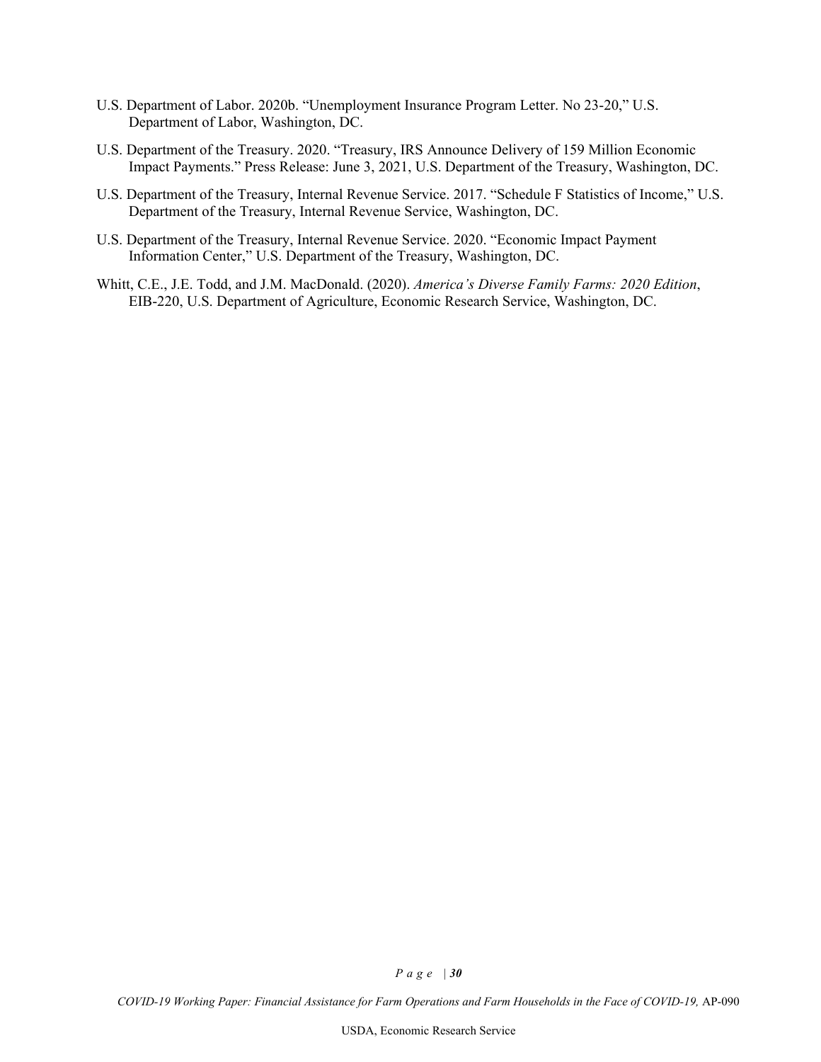U.S. Department of Labor. 2020b. "Unemployment Insurance Program Letter. No 23-20," U.S. Department of Labor, Washington, DC.

U.S. Department of the Treasury. 2020. "Treasury, IRS Announce Delivery of 159 Million Economic Impact Payments." Press Release: June 3, 2021, U.S. Department of the Treasury, Washington, DC.

U.S. Department of the Treasury, Internal Revenue Service. 2017. "Schedule F Statistics of Income," U.S. Department of the Treasury, Internal Revenue Service, Washington, DC.

U.S. Department of the Treasury, Internal Revenue Service. 2020. "Economic Impact Payment Information Center," U.S. Department of the Treasury, Washington, DC.

Whitt, C.E., J.E. Todd, and J.M. MacDonald. (2020). *America's Diverse Family Farms: 2020 Edition*, EIB-220, U.S. Department of Agriculture, Economic Research Service, Washington, DC.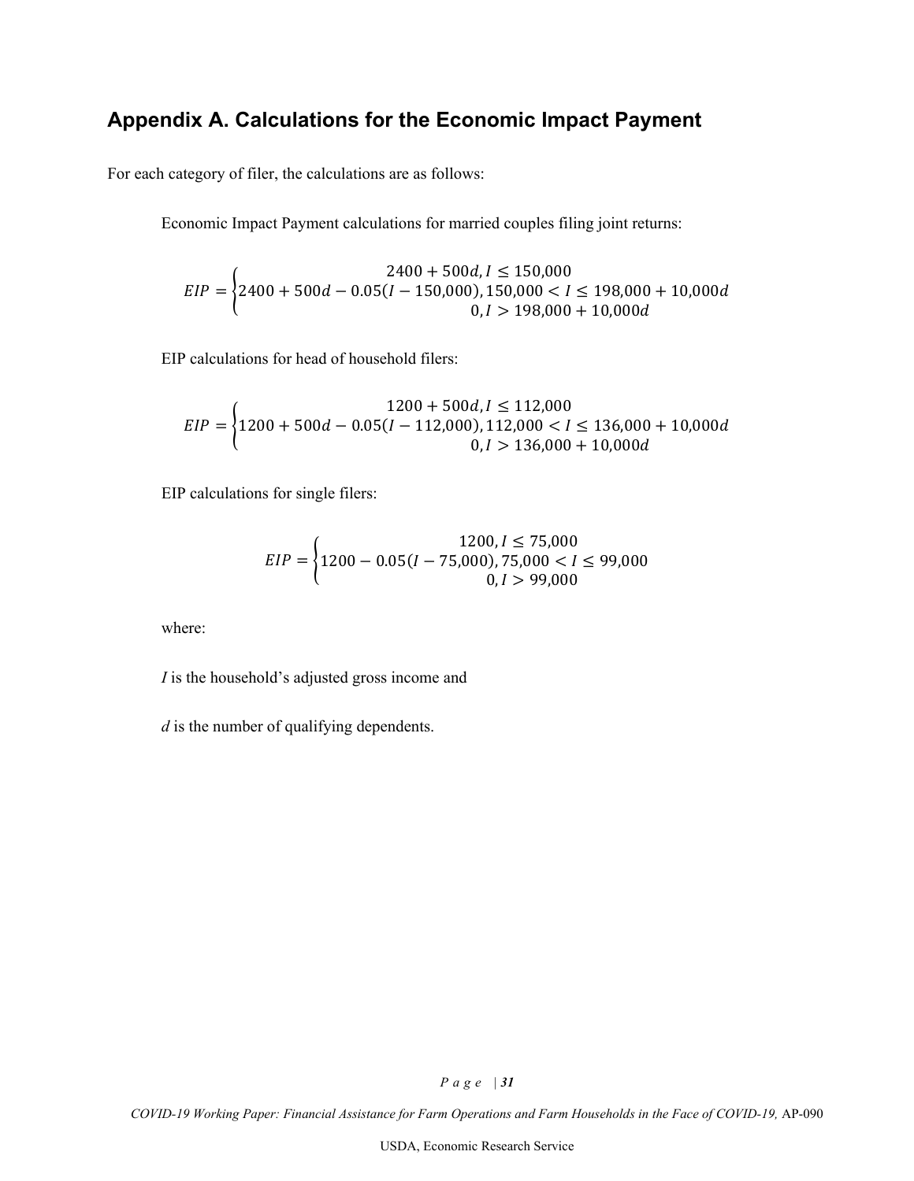## Appendix A. Calculations for the Economic Impact Payment

For each category of filer, the calculations are as follows:

Economic Impact Payment calculations for married couples filing joint returns:

$$EIP = \begin{cases} 2400 + 500d, I \leq 150{,}000 \\ 2400 + 500d - 0.05(I - 150{,}000), 150{,}000 < I \leq 198{,}000 + 10{,}000d \\ 0, I > 198{,}000 + 10{,}000d \end{cases}$$

EIP calculations for head of household filers:

$$EIP = \begin{cases} 1200 + 500d, I \leq 112{,}000 \\ 1200 + 500d - 0.05(I - 112{,}000), 112{,}000 < I \leq 136{,}000 + 10{,}000d \\ 0, I > 136{,}000 + 10{,}000d \end{cases}$$

EIP calculations for single filers:

$$EIP = \begin{cases} 1200, I \leq 75{,}000 \\ 1200 - 0.05(I - 75{,}000), 75{,}000 < I \leq 99{,}000 \\ 0, I > 99{,}000 \end{cases}$$

where:

*I* is the household's adjusted gross income and

*d* is the number of qualifying dependents.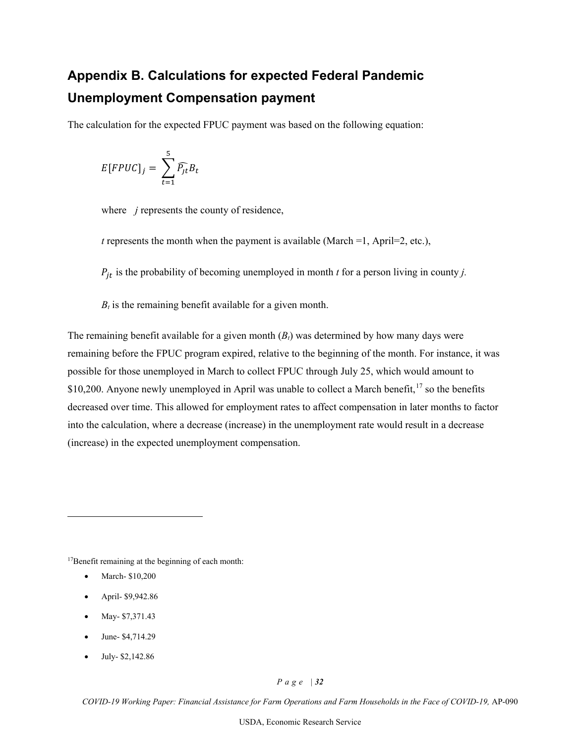## Appendix B. Calculations for expected Federal Pandemic Unemployment Compensation payment

The calculation for the expected FPUC payment was based on the following equation:

$$E[FPUC]_j = \sum_{t=1}^{5} \widehat{P_{jt}} B_t$$

where $j$ represents the county of residence,

$t$ represents the month when the payment is available (March =1, April=2, etc.),

$P_{jt}$ is the probability of becoming unemployed in month $t$ for a person living in county $j$.

$B_t$ is the remaining benefit available for a given month.

The remaining benefit available for a given month ($B_t$) was determined by how many days were remaining before the FPUC program expired, relative to the beginning of the month. For instance, it was possible for those unemployed in March to collect FPUC through July 25, which would amount to $10,200. Anyone newly unemployed in April was unable to collect a March benefit,[17] so the benefits decreased over time. This allowed for employment rates to affect compensation in later months to factor into the calculation, where a decrease (increase) in the unemployment rate would result in a decrease (increase) in the expected unemployment compensation.

---

[17] Benefit remaining at the beginning of each month:

- March- $10,200
- April- $9,942.86
- May- $7,371.43
- June- $4,714.29
- July- $2,142.86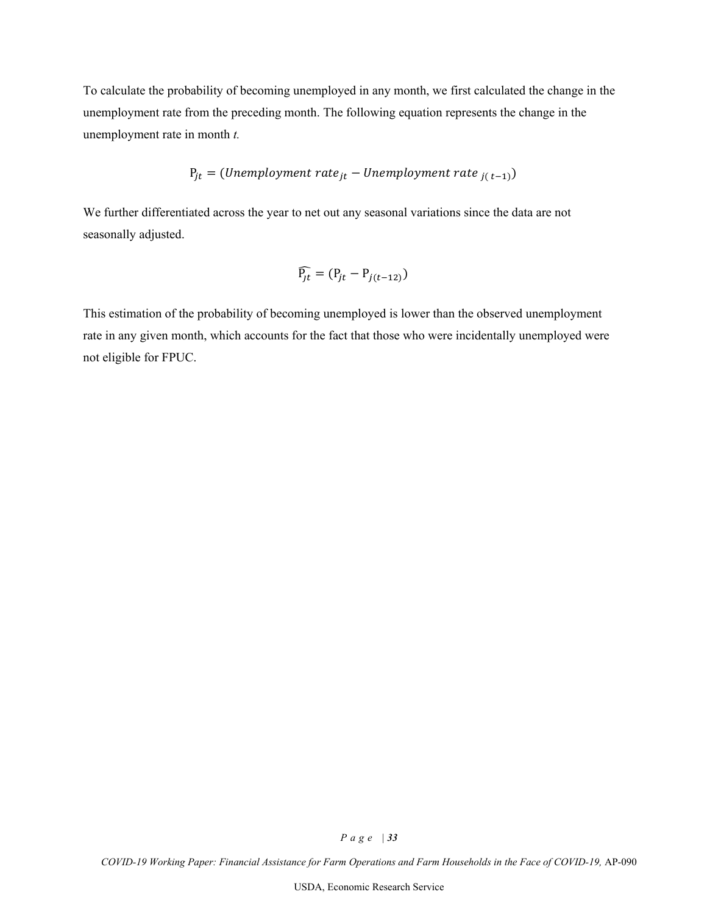To calculate the probability of becoming unemployed in any month, we first calculated the change in the unemployment rate from the preceding month. The following equation represents the change in the unemployment rate in month *t.*

$$P_{jt} = (Unemployment\ rate_{jt} - Unemployment\ rate_{j(t-1)})$$

We further differentiated across the year to net out any seasonal variations since the data are not seasonally adjusted.

$$\widehat{P_{jt}} = (P_{jt} - P_{j(t-12)})$$

This estimation of the probability of becoming unemployed is lower than the observed unemployment rate in any given month, which accounts for the fact that those who were incidentally unemployed were not eligible for FPUC.